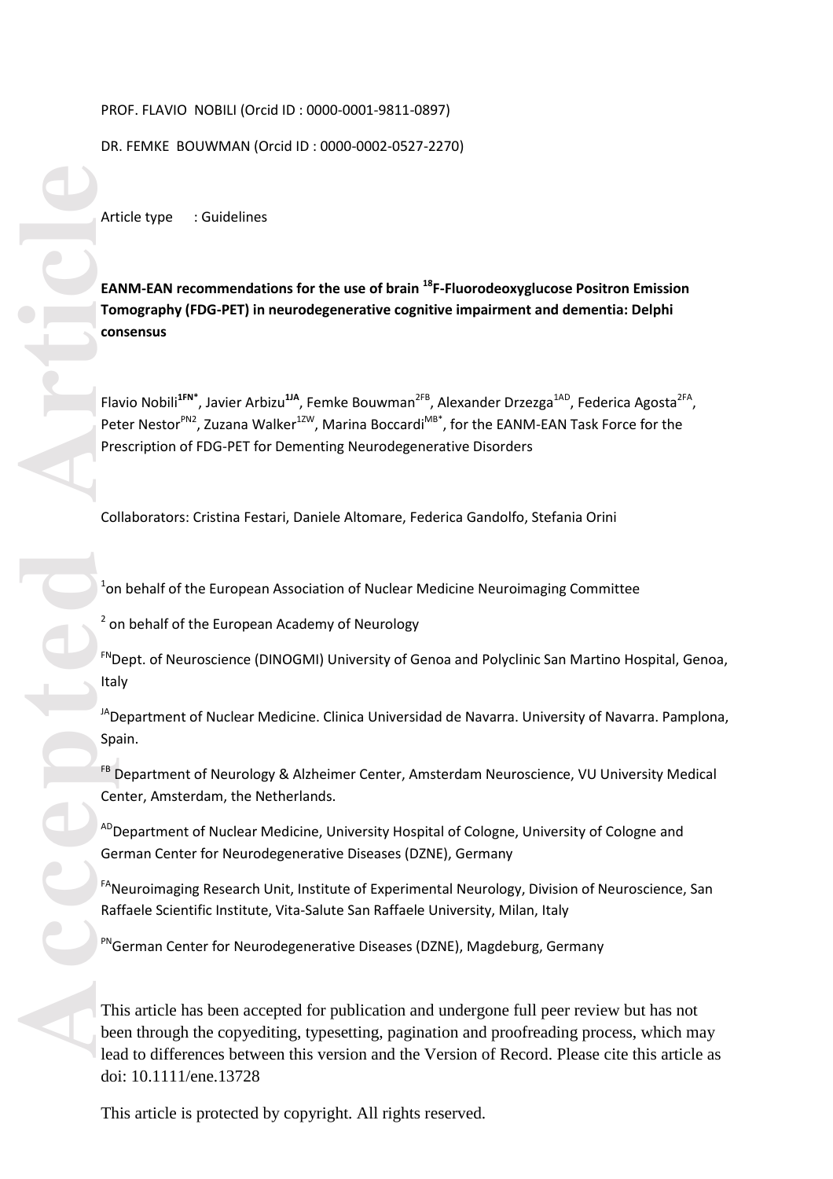PROF. FLAVIO NOBILI (Orcid ID : 0000-0001-9811-0897)

DR. FEMKE BOUWMAN (Orcid ID : 0000-0002-0527-2270)

Article type : Guidelines

**EANM-EAN recommendations for the use of brain $^{18}$F-Fluorodeoxyglucose Positron Emission Tomography (FDG-PET) in neurodegenerative cognitive impairment and dementia: Delphi consensus**

Flavio Nobili[1FN*], Javier Arbizu[1JA], Femke Bouwman[2FB], Alexander Drzezga[1AD], Federica Agosta[2FA], Peter Nestor[PN2], Zuzana Walker[1ZW], Marina Boccardi[MB*], for the EANM-EAN Task Force for the Prescription of FDG-PET for Dementing Neurodegenerative Disorders

Collaborators: Cristina Festari, Daniele Altomare, Federica Gandolfo, Stefania Orini

[1]on behalf of the European Association of Nuclear Medicine Neuroimaging Committee

[2] on behalf of the European Academy of Neurology

[FN]Dept. of Neuroscience (DINOGMI) University of Genoa and Polyclinic San Martino Hospital, Genoa, Italy

[JA]Department of Nuclear Medicine. Clinica Universidad de Navarra. University of Navarra. Pamplona, Spain.

[FB] Department of Neurology & Alzheimer Center, Amsterdam Neuroscience, VU University Medical Center, Amsterdam, the Netherlands.

[AD]Department of Nuclear Medicine, University Hospital of Cologne, University of Cologne and German Center for Neurodegenerative Diseases (DZNE), Germany

[FA]Neuroimaging Research Unit, Institute of Experimental Neurology, Division of Neuroscience, San Raffaele Scientific Institute, Vita-Salute San Raffaele University, Milan, Italy

[PN]German Center for Neurodegenerative Diseases (DZNE), Magdeburg, Germany

This article has been accepted for publication and undergone full peer review but has not been through the copyediting, typesetting, pagination and proofreading process, which may lead to differences between this version and the Version of Record. Please cite this article as doi: 10.1111/ene.13728

This article is protected by copyright. All rights reserved.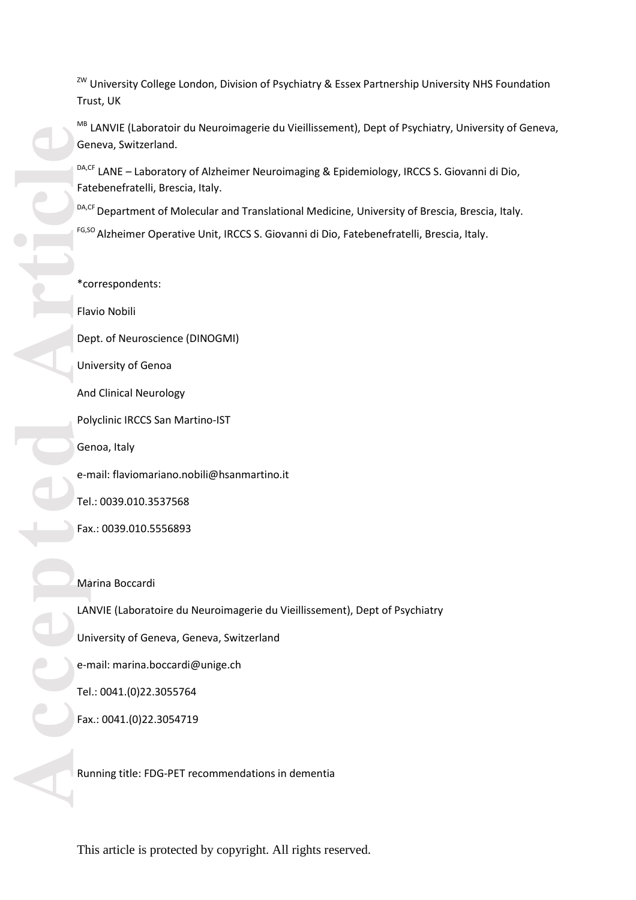[ZW] University College London, Division of Psychiatry & Essex Partnership University NHS Foundation Trust, UK

[MB] LANVIE (Laboratoir du Neuroimagerie du Vieillissement), Dept of Psychiatry, University of Geneva, Geneva, Switzerland.

[DA,CF] LANE – Laboratory of Alzheimer Neuroimaging & Epidemiology, IRCCS S. Giovanni di Dio, Fatebenefratelli, Brescia, Italy.

[DA,CF] Department of Molecular and Translational Medicine, University of Brescia, Brescia, Italy.

[FG,SO] Alzheimer Operative Unit, IRCCS S. Giovanni di Dio, Fatebenefratelli, Brescia, Italy.

*correspondents:

Flavio Nobili

Dept. of Neuroscience (DINOGMI)

University of Genoa

And Clinical Neurology

Polyclinic IRCCS San Martino-IST

Genoa, Italy

e-mail: flaviomariano.nobili@hsanmartino.it

Tel.: 0039.010.3537568

Fax.: 0039.010.5556893

Marina Boccardi

LANVIE (Laboratoire du Neuroimagerie du Vieillissement), Dept of Psychiatry

University of Geneva, Geneva, Switzerland

e-mail: marina.boccardi@unige.ch

Tel.: 0041.(0)22.3055764

Fax.: 0041.(0)22.3054719

Running title: FDG-PET recommendations in dementia

This article is protected by copyright. All rights reserved.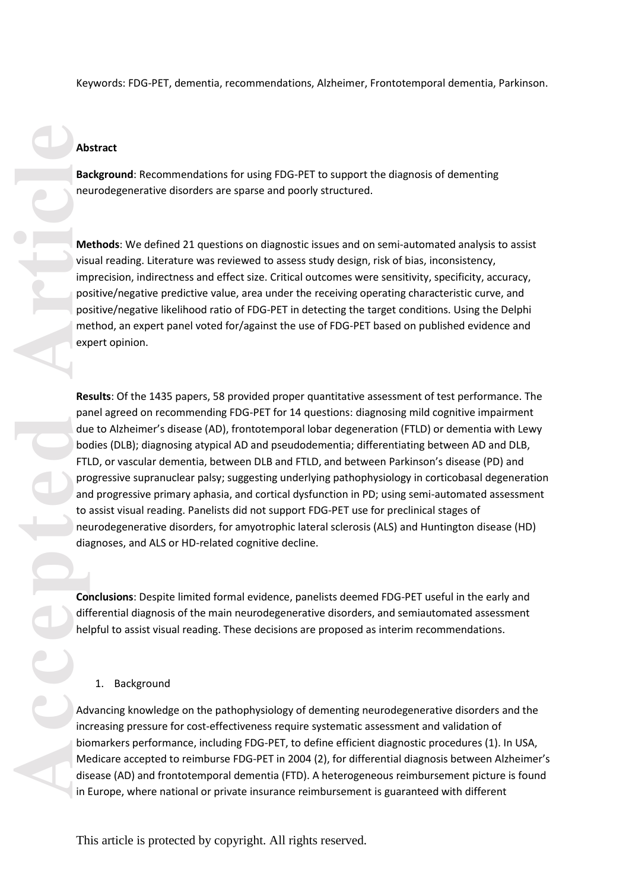Keywords: FDG-PET, dementia, recommendations, Alzheimer, Frontotemporal dementia, Parkinson.

## Abstract

**Background**: Recommendations for using FDG-PET to support the diagnosis of dementing neurodegenerative disorders are sparse and poorly structured.

**Methods**: We defined 21 questions on diagnostic issues and on semi-automated analysis to assist visual reading. Literature was reviewed to assess study design, risk of bias, inconsistency, imprecision, indirectness and effect size. Critical outcomes were sensitivity, specificity, accuracy, positive/negative predictive value, area under the receiving operating characteristic curve, and positive/negative likelihood ratio of FDG-PET in detecting the target conditions. Using the Delphi method, an expert panel voted for/against the use of FDG-PET based on published evidence and expert opinion.

**Results**: Of the 1435 papers, 58 provided proper quantitative assessment of test performance. The panel agreed on recommending FDG-PET for 14 questions: diagnosing mild cognitive impairment due to Alzheimer's disease (AD), frontotemporal lobar degeneration (FTLD) or dementia with Lewy bodies (DLB); diagnosing atypical AD and pseudodementia; differentiating between AD and DLB, FTLD, or vascular dementia, between DLB and FTLD, and between Parkinson's disease (PD) and progressive supranuclear palsy; suggesting underlying pathophysiology in corticobasal degeneration and progressive primary aphasia, and cortical dysfunction in PD; using semi-automated assessment to assist visual reading. Panelists did not support FDG-PET use for preclinical stages of neurodegenerative disorders, for amyotrophic lateral sclerosis (ALS) and Huntington disease (HD) diagnoses, and ALS or HD-related cognitive decline.

**Conclusions**: Despite limited formal evidence, panelists deemed FDG-PET useful in the early and differential diagnosis of the main neurodegenerative disorders, and semiautomated assessment helpful to assist visual reading. These decisions are proposed as interim recommendations.

## 1. Background

Advancing knowledge on the pathophysiology of dementing neurodegenerative disorders and the increasing pressure for cost-effectiveness require systematic assessment and validation of biomarkers performance, including FDG-PET, to define efficient diagnostic procedures (1). In USA, Medicare accepted to reimburse FDG-PET in 2004 (2), for differential diagnosis between Alzheimer's disease (AD) and frontotemporal dementia (FTD). A heterogeneous reimbursement picture is found in Europe, where national or private insurance reimbursement is guaranteed with different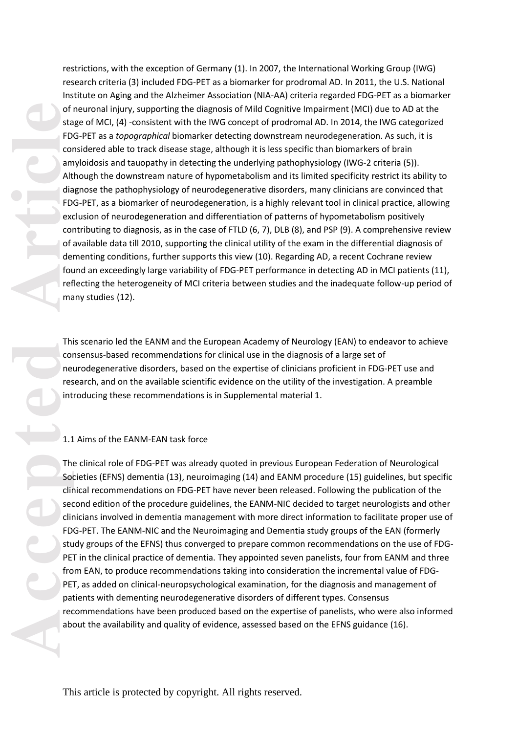restrictions, with the exception of Germany (1). In 2007, the International Working Group (IWG) research criteria (3) included FDG-PET as a biomarker for prodromal AD. In 2011, the U.S. National Institute on Aging and the Alzheimer Association (NIA-AA) criteria regarded FDG-PET as a biomarker of neuronal injury, supporting the diagnosis of Mild Cognitive Impairment (MCI) due to AD at the stage of MCI, (4) -consistent with the IWG concept of prodromal AD. In 2014, the IWG categorized FDG-PET as a *topographical* biomarker detecting downstream neurodegeneration. As such, it is considered able to track disease stage, although it is less specific than biomarkers of brain amyloidosis and tauopathy in detecting the underlying pathophysiology (IWG-2 criteria (5)). Although the downstream nature of hypometabolism and its limited specificity restrict its ability to diagnose the pathophysiology of neurodegenerative disorders, many clinicians are convinced that FDG-PET, as a biomarker of neurodegeneration, is a highly relevant tool in clinical practice, allowing exclusion of neurodegeneration and differentiation of patterns of hypometabolism positively contributing to diagnosis, as in the case of FTLD (6, 7), DLB (8), and PSP (9). A comprehensive review of available data till 2010, supporting the clinical utility of the exam in the differential diagnosis of dementing conditions, further supports this view (10). Regarding AD, a recent Cochrane review found an exceedingly large variability of FDG-PET performance in detecting AD in MCI patients (11), reflecting the heterogeneity of MCI criteria between studies and the inadequate follow-up period of many studies (12).

This scenario led the EANM and the European Academy of Neurology (EAN) to endeavor to achieve consensus-based recommendations for clinical use in the diagnosis of a large set of neurodegenerative disorders, based on the expertise of clinicians proficient in FDG-PET use and research, and on the available scientific evidence on the utility of the investigation. A preamble introducing these recommendations is in Supplemental material 1.

## 1.1 Aims of the EANM-EAN task force

The clinical role of FDG-PET was already quoted in previous European Federation of Neurological Societies (EFNS) dementia (13), neuroimaging (14) and EANM procedure (15) guidelines, but specific clinical recommendations on FDG-PET have never been released. Following the publication of the second edition of the procedure guidelines, the EANM-NIC decided to target neurologists and other clinicians involved in dementia management with more direct information to facilitate proper use of FDG-PET. The EANM-NIC and the Neuroimaging and Dementia study groups of the EAN (formerly study groups of the EFNS) thus converged to prepare common recommendations on the use of FDG-PET in the clinical practice of dementia. They appointed seven panelists, four from EANM and three from EAN, to produce recommendations taking into consideration the incremental value of FDG-PET, as added on clinical-neuropsychological examination, for the diagnosis and management of patients with dementing neurodegenerative disorders of different types. Consensus recommendations have been produced based on the expertise of panelists, who were also informed about the availability and quality of evidence, assessed based on the EFNS guidance (16).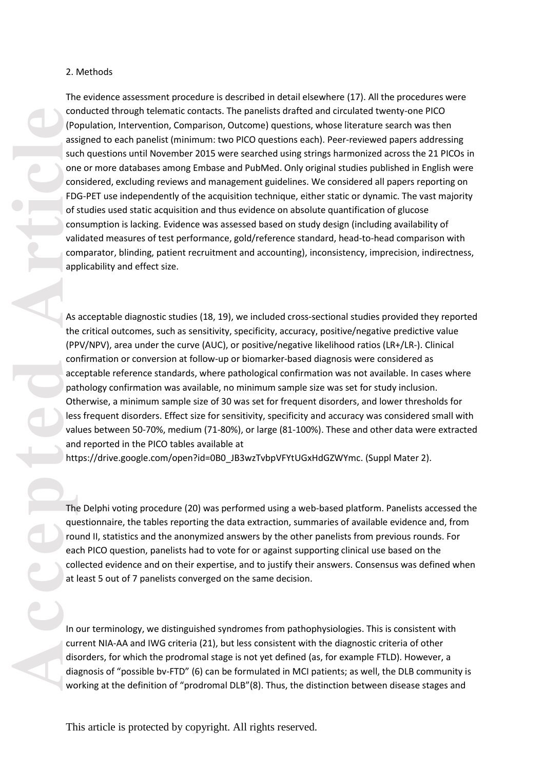## 2. Methods

The evidence assessment procedure is described in detail elsewhere (17). All the procedures were conducted through telematic contacts. The panelists drafted and circulated twenty-one PICO (Population, Intervention, Comparison, Outcome) questions, whose literature search was then assigned to each panelist (minimum: two PICO questions each). Peer-reviewed papers addressing such questions until November 2015 were searched using strings harmonized across the 21 PICOs in one or more databases among Embase and PubMed. Only original studies published in English were considered, excluding reviews and management guidelines. We considered all papers reporting on FDG-PET use independently of the acquisition technique, either static or dynamic. The vast majority of studies used static acquisition and thus evidence on absolute quantification of glucose consumption is lacking. Evidence was assessed based on study design (including availability of validated measures of test performance, gold/reference standard, head-to-head comparison with comparator, blinding, patient recruitment and accounting), inconsistency, imprecision, indirectness, applicability and effect size.

As acceptable diagnostic studies (18, 19), we included cross-sectional studies provided they reported the critical outcomes, such as sensitivity, specificity, accuracy, positive/negative predictive value (PPV/NPV), area under the curve (AUC), or positive/negative likelihood ratios (LR+/LR-). Clinical confirmation or conversion at follow-up or biomarker-based diagnosis were considered as acceptable reference standards, where pathological confirmation was not available. In cases where pathology confirmation was available, no minimum sample size was set for study inclusion. Otherwise, a minimum sample size of 30 was set for frequent disorders, and lower thresholds for less frequent disorders. Effect size for sensitivity, specificity and accuracy was considered small with values between 50-70%, medium (71-80%), or large (81-100%). These and other data were extracted and reported in the PICO tables available at https://drive.google.com/open?id=0B0_JB3wzTvbpVFYtUGxHdGZWYmc. (Suppl Mater 2).

The Delphi voting procedure (20) was performed using a web-based platform. Panelists accessed the questionnaire, the tables reporting the data extraction, summaries of available evidence and, from round II, statistics and the anonymized answers by the other panelists from previous rounds. For each PICO question, panelists had to vote for or against supporting clinical use based on the collected evidence and on their expertise, and to justify their answers. Consensus was defined when at least 5 out of 7 panelists converged on the same decision.

In our terminology, we distinguished syndromes from pathophysiologies. This is consistent with current NIA-AA and IWG criteria (21), but less consistent with the diagnostic criteria of other disorders, for which the prodromal stage is not yet defined (as, for example FTLD). However, a diagnosis of "possible bv-FTD" (6) can be formulated in MCI patients; as well, the DLB community is working at the definition of "prodromal DLB"(8). Thus, the distinction between disease stages and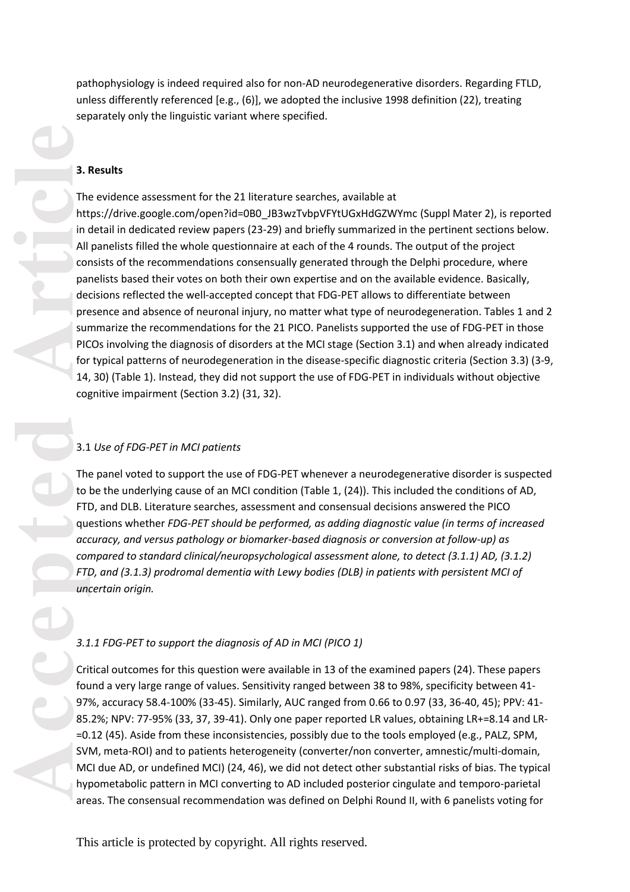pathophysiology is indeed required also for non-AD neurodegenerative disorders. Regarding FTLD, unless differently referenced [e.g., (6)], we adopted the inclusive 1998 definition (22), treating separately only the linguistic variant where specified.

## 3. Results

The evidence assessment for the 21 literature searches, available at https://drive.google.com/open?id=0B0_JB3wzTvbpVFYtUGxHdGZWYmc (Suppl Mater 2), is reported in detail in dedicated review papers (23-29) and briefly summarized in the pertinent sections below. All panelists filled the whole questionnaire at each of the 4 rounds. The output of the project consists of the recommendations consensually generated through the Delphi procedure, where panelists based their votes on both their own expertise and on the available evidence. Basically, decisions reflected the well-accepted concept that FDG-PET allows to differentiate between presence and absence of neuronal injury, no matter what type of neurodegeneration. Tables 1 and 2 summarize the recommendations for the 21 PICO. Panelists supported the use of FDG-PET in those PICOs involving the diagnosis of disorders at the MCI stage (Section 3.1) and when already indicated for typical patterns of neurodegeneration in the disease-specific diagnostic criteria (Section 3.3) (3-9, 14, 30) (Table 1). Instead, they did not support the use of FDG-PET in individuals without objective cognitive impairment (Section 3.2) (31, 32).

### 3.1 *Use of FDG-PET in MCI patients*

The panel voted to support the use of FDG-PET whenever a neurodegenerative disorder is suspected to be the underlying cause of an MCI condition (Table 1, (24)). This included the conditions of AD, FTD, and DLB. Literature searches, assessment and consensual decisions answered the PICO questions whether *FDG-PET should be performed, as adding diagnostic value (in terms of increased accuracy, and versus pathology or biomarker-based diagnosis or conversion at follow-up) as compared to standard clinical/neuropsychological assessment alone, to detect (3.1.1) AD, (3.1.2) FTD, and (3.1.3) prodromal dementia with Lewy bodies (DLB) in patients with persistent MCI of uncertain origin.*

#### *3.1.1 FDG-PET to support the diagnosis of AD in MCI (PICO 1)*

Critical outcomes for this question were available in 13 of the examined papers (24). These papers found a very large range of values. Sensitivity ranged between 38 to 98%, specificity between 41-97%, accuracy 58.4-100% (33-45). Similarly, AUC ranged from 0.66 to 0.97 (33, 36-40, 45); PPV: 41-85.2%; NPV: 77-95% (33, 37, 39-41). Only one paper reported LR values, obtaining LR+=8.14 and LR-=0.12 (45). Aside from these inconsistencies, possibly due to the tools employed (e.g., PALZ, SPM, SVM, meta-ROI) and to patients heterogeneity (converter/non converter, amnestic/multi-domain, MCI due AD, or undefined MCI) (24, 46), we did not detect other substantial risks of bias. The typical hypometabolic pattern in MCI converting to AD included posterior cingulate and temporo-parietal areas. The consensual recommendation was defined on Delphi Round II, with 6 panelists voting for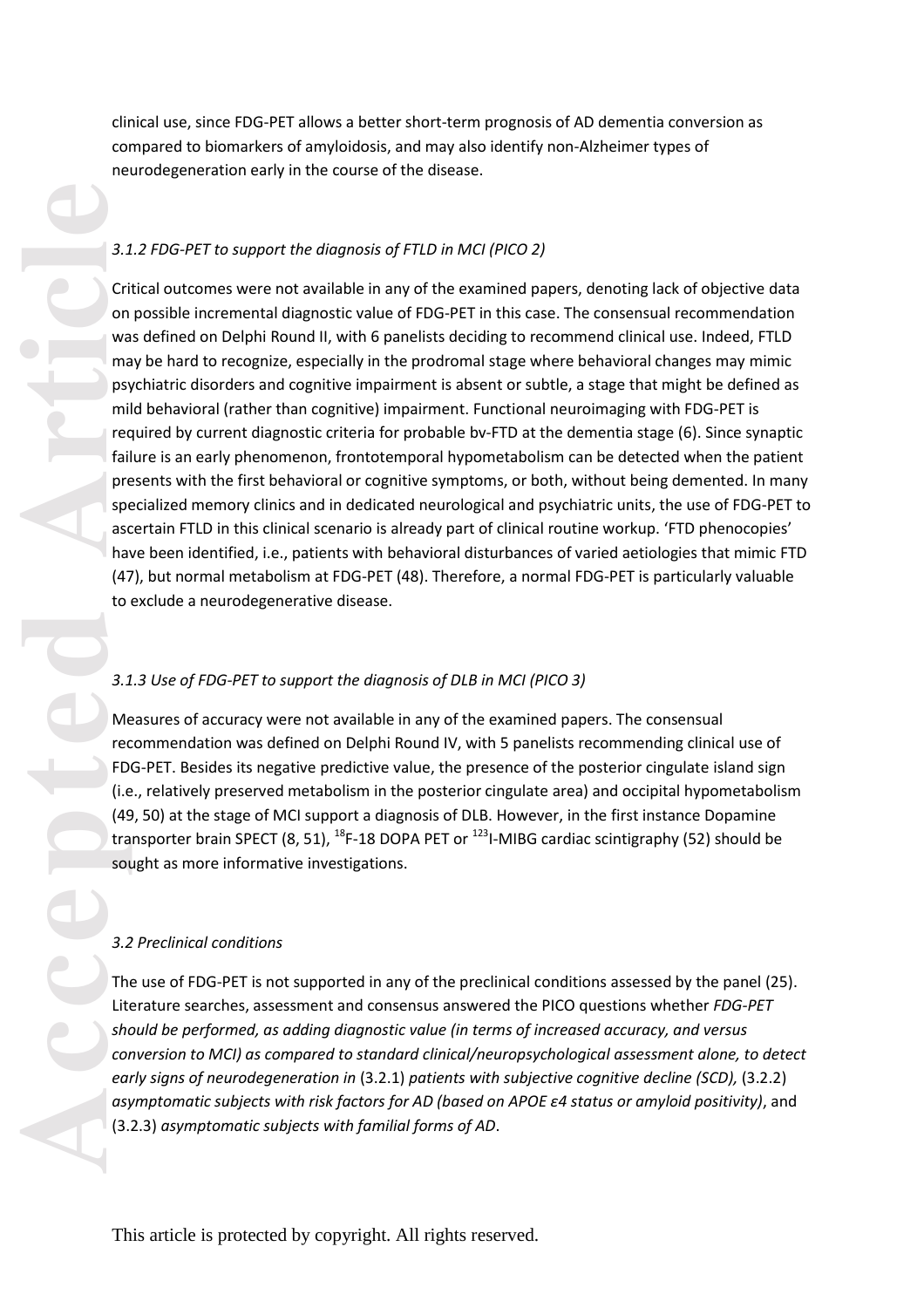clinical use, since FDG-PET allows a better short-term prognosis of AD dementia conversion as compared to biomarkers of amyloidosis, and may also identify non-Alzheimer types of neurodegeneration early in the course of the disease.

### *3.1.2 FDG-PET to support the diagnosis of FTLD in MCI (PICO 2)*

Critical outcomes were not available in any of the examined papers, denoting lack of objective data on possible incremental diagnostic value of FDG-PET in this case. The consensual recommendation was defined on Delphi Round II, with 6 panelists deciding to recommend clinical use. Indeed, FTLD may be hard to recognize, especially in the prodromal stage where behavioral changes may mimic psychiatric disorders and cognitive impairment is absent or subtle, a stage that might be defined as mild behavioral (rather than cognitive) impairment. Functional neuroimaging with FDG-PET is required by current diagnostic criteria for probable bv-FTD at the dementia stage (6). Since synaptic failure is an early phenomenon, frontotemporal hypometabolism can be detected when the patient presents with the first behavioral or cognitive symptoms, or both, without being demented. In many specialized memory clinics and in dedicated neurological and psychiatric units, the use of FDG-PET to ascertain FTLD in this clinical scenario is already part of clinical routine workup. 'FTD phenocopies' have been identified, i.e., patients with behavioral disturbances of varied aetiologies that mimic FTD (47), but normal metabolism at FDG-PET (48). Therefore, a normal FDG-PET is particularly valuable to exclude a neurodegenerative disease.

### *3.1.3 Use of FDG-PET to support the diagnosis of DLB in MCI (PICO 3)*

Measures of accuracy were not available in any of the examined papers. The consensual recommendation was defined on Delphi Round IV, with 5 panelists recommending clinical use of FDG-PET. Besides its negative predictive value, the presence of the posterior cingulate island sign (i.e., relatively preserved metabolism in the posterior cingulate area) and occipital hypometabolism (49, 50) at the stage of MCI support a diagnosis of DLB. However, in the first instance Dopamine transporter brain SPECT (8, 51), $^{18}$F-18 DOPA PET or $^{123}$I-MIBG cardiac scintigraphy (52) should be sought as more informative investigations.

## *3.2 Preclinical conditions*

The use of FDG-PET is not supported in any of the preclinical conditions assessed by the panel (25). Literature searches, assessment and consensus answered the PICO questions whether *FDG-PET should be performed, as adding diagnostic value (in terms of increased accuracy, and versus conversion to MCI) as compared to standard clinical/neuropsychological assessment alone, to detect early signs of neurodegeneration in* (3.2.1) *patients with subjective cognitive decline (SCD),* (3.2.2) *asymptomatic subjects with risk factors for AD (based on APOE ε4 status or amyloid positivity)*, and (3.2.3) *asymptomatic subjects with familial forms of AD*.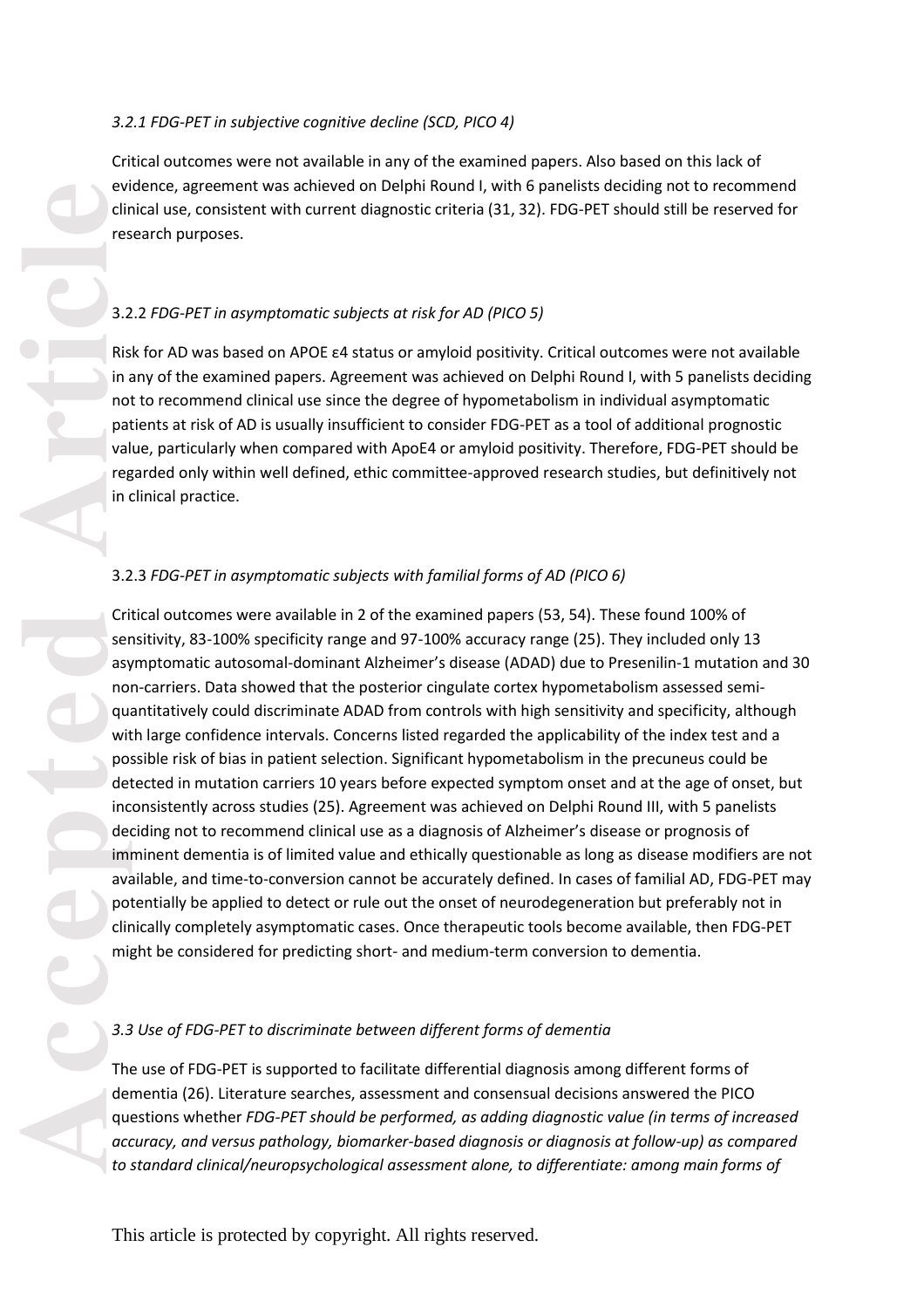### *3.2.1 FDG-PET in subjective cognitive decline (SCD, PICO 4)*

Critical outcomes were not available in any of the examined papers. Also based on this lack of evidence, agreement was achieved on Delphi Round I, with 6 panelists deciding not to recommend clinical use, consistent with current diagnostic criteria (31, 32). FDG-PET should still be reserved for research purposes.

### 3.2.2 *FDG-PET in asymptomatic subjects at risk for AD (PICO 5)*

Risk for AD was based on APOE ε4 status or amyloid positivity. Critical outcomes were not available in any of the examined papers. Agreement was achieved on Delphi Round I, with 5 panelists deciding not to recommend clinical use since the degree of hypometabolism in individual asymptomatic patients at risk of AD is usually insufficient to consider FDG-PET as a tool of additional prognostic value, particularly when compared with ApoE4 or amyloid positivity. Therefore, FDG-PET should be regarded only within well defined, ethic committee-approved research studies, but definitively not in clinical practice.

### 3.2.3 *FDG-PET in asymptomatic subjects with familial forms of AD (PICO 6)*

Critical outcomes were available in 2 of the examined papers (53, 54). These found 100% of sensitivity, 83-100% specificity range and 97-100% accuracy range (25). They included only 13 asymptomatic autosomal-dominant Alzheimer's disease (ADAD) due to Presenilin-1 mutation and 30 non-carriers. Data showed that the posterior cingulate cortex hypometabolism assessed semi-quantitatively could discriminate ADAD from controls with high sensitivity and specificity, although with large confidence intervals. Concerns listed regarded the applicability of the index test and a possible risk of bias in patient selection. Significant hypometabolism in the precuneus could be detected in mutation carriers 10 years before expected symptom onset and at the age of onset, but inconsistently across studies (25). Agreement was achieved on Delphi Round III, with 5 panelists deciding not to recommend clinical use as a diagnosis of Alzheimer's disease or prognosis of imminent dementia is of limited value and ethically questionable as long as disease modifiers are not available, and time-to-conversion cannot be accurately defined. In cases of familial AD, FDG-PET may potentially be applied to detect or rule out the onset of neurodegeneration but preferably not in clinically completely asymptomatic cases. Once therapeutic tools become available, then FDG-PET might be considered for predicting short- and medium-term conversion to dementia.

## *3.3 Use of FDG-PET to discriminate between different forms of dementia*

The use of FDG-PET is supported to facilitate differential diagnosis among different forms of dementia (26). Literature searches, assessment and consensual decisions answered the PICO questions whether *FDG-PET should be performed, as adding diagnostic value (in terms of increased accuracy, and versus pathology, biomarker-based diagnosis or diagnosis at follow-up) as compared to standard clinical/neuropsychological assessment alone, to differentiate: among main forms of*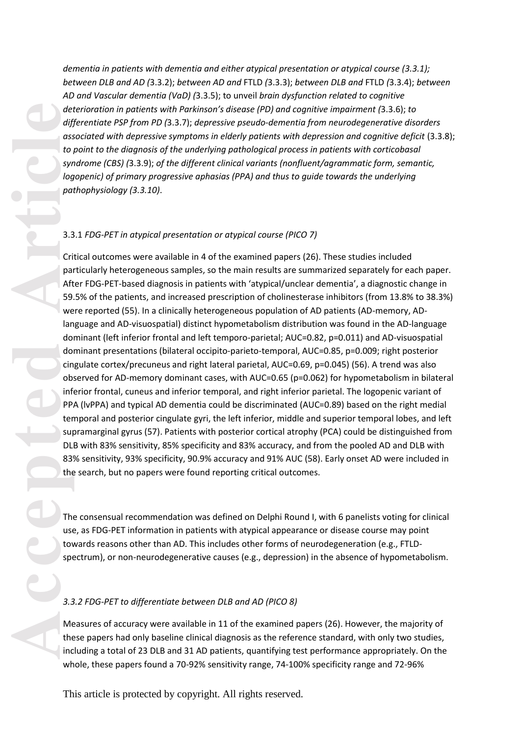*dementia in patients with dementia and either atypical presentation or atypical course (3.3.1); between DLB and AD (*3.3.2); *between AD and* FTLD *(*3.3.3); *between DLB and* FTLD *(*3.3.4); *between AD and Vascular dementia (VaD) (*3.3.5); to unveil *brain dysfunction related to cognitive deterioration in patients with Parkinson's disease (PD) and cognitive impairment (*3.3.6); *to differentiate PSP from PD (*3.3.7); *depressive pseudo-dementia from neurodegenerative disorders associated with depressive symptoms in elderly patients with depression and cognitive deficit* (3.3.8); *to point to the diagnosis of the underlying pathological process in patients with corticobasal syndrome (CBS) (*3.3.9); *of the different clinical variants (nonfluent/agrammatic form, semantic, logopenic) of primary progressive aphasias (PPA) and thus to guide towards the underlying pathophysiology (3.3.10)*.

### 3.3.1 *FDG-PET in atypical presentation or atypical course (PICO 7)*

Critical outcomes were available in 4 of the examined papers (26). These studies included particularly heterogeneous samples, so the main results are summarized separately for each paper. After FDG-PET-based diagnosis in patients with 'atypical/unclear dementia', a diagnostic change in 59.5% of the patients, and increased prescription of cholinesterase inhibitors (from 13.8% to 38.3%) were reported (55). In a clinically heterogeneous population of AD patients (AD-memory, AD-language and AD-visuospatial) distinct hypometabolism distribution was found in the AD-language dominant (left inferior frontal and left temporo-parietal; AUC=0.82, p=0.011) and AD-visuospatial dominant presentations (bilateral occipito-parieto-temporal, AUC=0.85, p=0.009; right posterior cingulate cortex/precuneus and right lateral parietal, AUC=0.69, p=0.045) (56). A trend was also observed for AD-memory dominant cases, with AUC=0.65 (p=0.062) for hypometabolism in bilateral inferior frontal, cuneus and inferior temporal, and right inferior parietal. The logopenic variant of PPA (lvPPA) and typical AD dementia could be discriminated (AUC=0.89) based on the right medial temporal and posterior cingulate gyri, the left inferior, middle and superior temporal lobes, and left supramarginal gyrus (57). Patients with posterior cortical atrophy (PCA) could be distinguished from DLB with 83% sensitivity, 85% specificity and 83% accuracy, and from the pooled AD and DLB with 83% sensitivity, 93% specificity, 90.9% accuracy and 91% AUC (58). Early onset AD were included in the search, but no papers were found reporting critical outcomes.

The consensual recommendation was defined on Delphi Round I, with 6 panelists voting for clinical use, as FDG-PET information in patients with atypical appearance or disease course may point towards reasons other than AD. This includes other forms of neurodegeneration (e.g., FTLD-spectrum), or non-neurodegenerative causes (e.g., depression) in the absence of hypometabolism.

### *3.3.2 FDG-PET to differentiate between DLB and AD (PICO 8)*

Measures of accuracy were available in 11 of the examined papers (26). However, the majority of these papers had only baseline clinical diagnosis as the reference standard, with only two studies, including a total of 23 DLB and 31 AD patients, quantifying test performance appropriately. On the whole, these papers found a 70-92% sensitivity range, 74-100% specificity range and 72-96%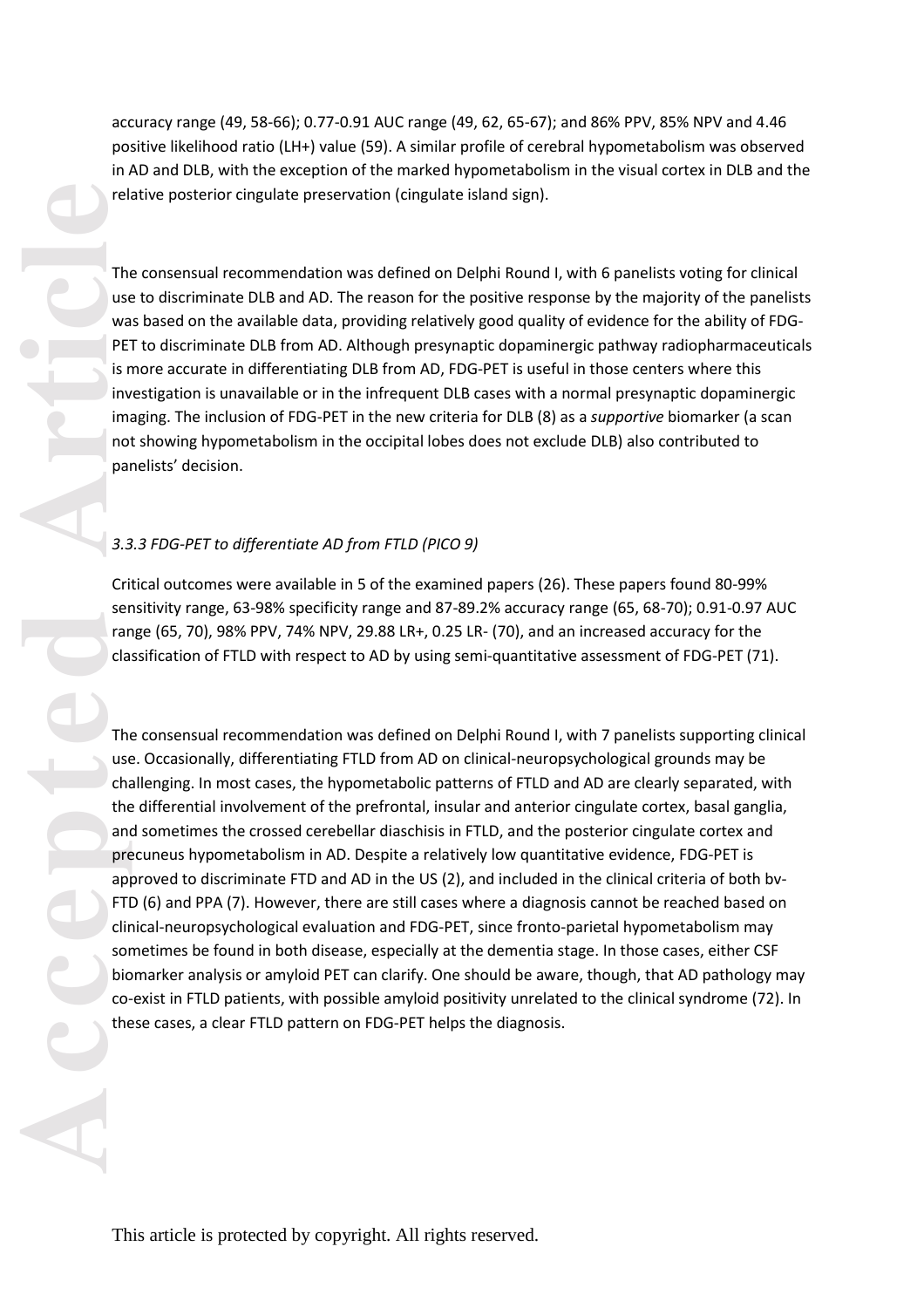accuracy range (49, 58-66); 0.77-0.91 AUC range (49, 62, 65-67); and 86% PPV, 85% NPV and 4.46 positive likelihood ratio (LH+) value (59). A similar profile of cerebral hypometabolism was observed in AD and DLB, with the exception of the marked hypometabolism in the visual cortex in DLB and the relative posterior cingulate preservation (cingulate island sign).

The consensual recommendation was defined on Delphi Round I, with 6 panelists voting for clinical use to discriminate DLB and AD. The reason for the positive response by the majority of the panelists was based on the available data, providing relatively good quality of evidence for the ability of FDG-PET to discriminate DLB from AD. Although presynaptic dopaminergic pathway radiopharmaceuticals is more accurate in differentiating DLB from AD, FDG-PET is useful in those centers where this investigation is unavailable or in the infrequent DLB cases with a normal presynaptic dopaminergic imaging. The inclusion of FDG-PET in the new criteria for DLB (8) as a *supportive* biomarker (a scan not showing hypometabolism in the occipital lobes does not exclude DLB) also contributed to panelists' decision.

### *3.3.3 FDG-PET to differentiate AD from FTLD (PICO 9)*

Critical outcomes were available in 5 of the examined papers (26). These papers found 80-99% sensitivity range, 63-98% specificity range and 87-89.2% accuracy range (65, 68-70); 0.91-0.97 AUC range (65, 70), 98% PPV, 74% NPV, 29.88 LR+, 0.25 LR- (70), and an increased accuracy for the classification of FTLD with respect to AD by using semi-quantitative assessment of FDG-PET (71).

The consensual recommendation was defined on Delphi Round I, with 7 panelists supporting clinical use. Occasionally, differentiating FTLD from AD on clinical-neuropsychological grounds may be challenging. In most cases, the hypometabolic patterns of FTLD and AD are clearly separated, with the differential involvement of the prefrontal, insular and anterior cingulate cortex, basal ganglia, and sometimes the crossed cerebellar diaschisis in FTLD, and the posterior cingulate cortex and precuneus hypometabolism in AD. Despite a relatively low quantitative evidence, FDG-PET is approved to discriminate FTD and AD in the US (2), and included in the clinical criteria of both bv-FTD (6) and PPA (7). However, there are still cases where a diagnosis cannot be reached based on clinical-neuropsychological evaluation and FDG-PET, since fronto-parietal hypometabolism may sometimes be found in both disease, especially at the dementia stage. In those cases, either CSF biomarker analysis or amyloid PET can clarify. One should be aware, though, that AD pathology may co-exist in FTLD patients, with possible amyloid positivity unrelated to the clinical syndrome (72). In these cases, a clear FTLD pattern on FDG-PET helps the diagnosis.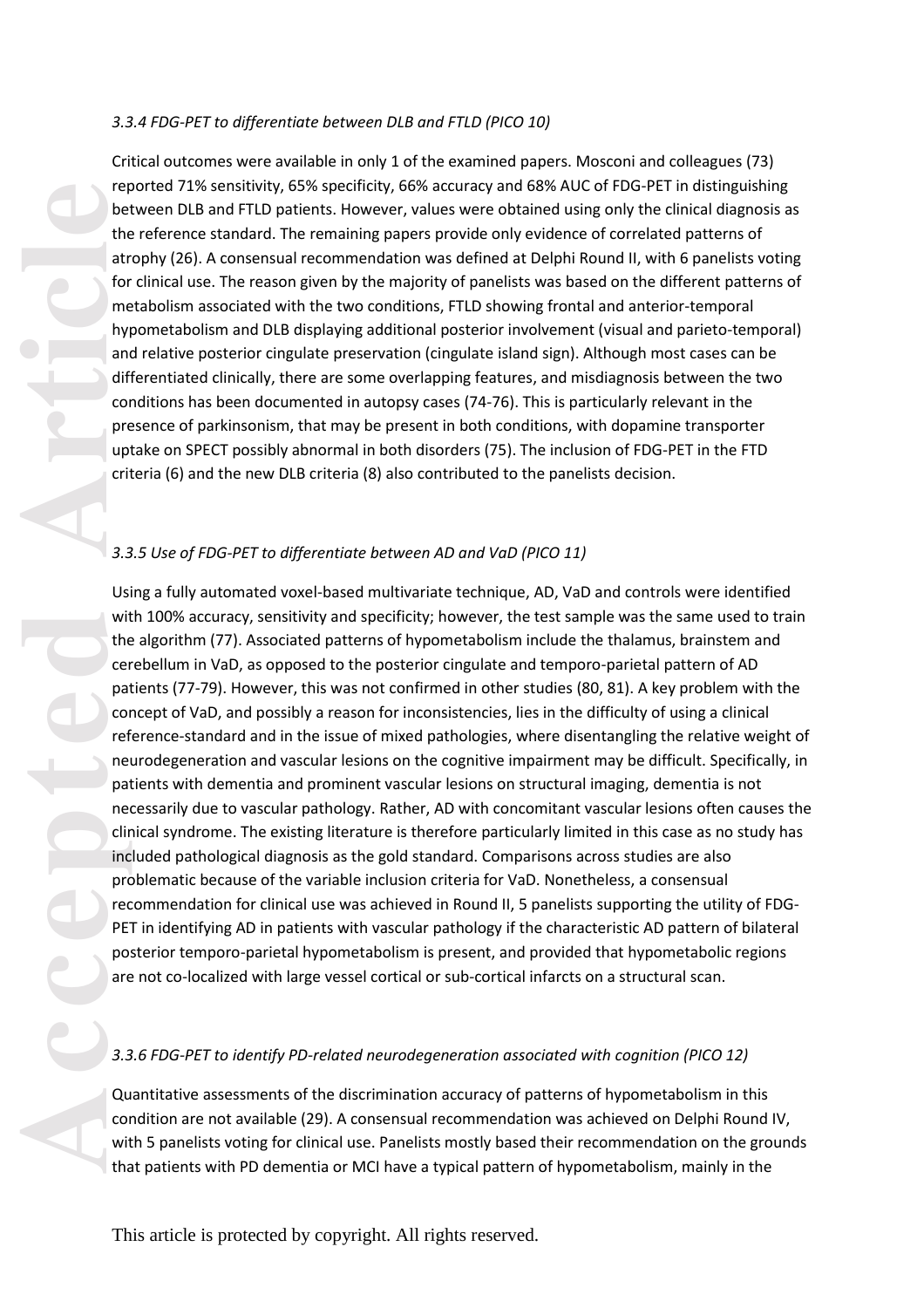*3.3.4 FDG-PET to differentiate between DLB and FTLD (PICO 10)*

Critical outcomes were available in only 1 of the examined papers. Mosconi and colleagues (73) reported 71% sensitivity, 65% specificity, 66% accuracy and 68% AUC of FDG-PET in distinguishing between DLB and FTLD patients. However, values were obtained using only the clinical diagnosis as the reference standard. The remaining papers provide only evidence of correlated patterns of atrophy (26). A consensual recommendation was defined at Delphi Round II, with 6 panelists voting for clinical use. The reason given by the majority of panelists was based on the different patterns of metabolism associated with the two conditions, FTLD showing frontal and anterior-temporal hypometabolism and DLB displaying additional posterior involvement (visual and parieto-temporal) and relative posterior cingulate preservation (cingulate island sign). Although most cases can be differentiated clinically, there are some overlapping features, and misdiagnosis between the two conditions has been documented in autopsy cases (74-76). This is particularly relevant in the presence of parkinsonism, that may be present in both conditions, with dopamine transporter uptake on SPECT possibly abnormal in both disorders (75). The inclusion of FDG-PET in the FTD criteria (6) and the new DLB criteria (8) also contributed to the panelists decision.

*3.3.5 Use of FDG-PET to differentiate between AD and VaD (PICO 11)*

Using a fully automated voxel-based multivariate technique, AD, VaD and controls were identified with 100% accuracy, sensitivity and specificity; however, the test sample was the same used to train the algorithm (77). Associated patterns of hypometabolism include the thalamus, brainstem and cerebellum in VaD, as opposed to the posterior cingulate and temporo-parietal pattern of AD patients (77-79). However, this was not confirmed in other studies (80, 81). A key problem with the concept of VaD, and possibly a reason for inconsistencies, lies in the difficulty of using a clinical reference-standard and in the issue of mixed pathologies, where disentangling the relative weight of neurodegeneration and vascular lesions on the cognitive impairment may be difficult. Specifically, in patients with dementia and prominent vascular lesions on structural imaging, dementia is not necessarily due to vascular pathology. Rather, AD with concomitant vascular lesions often causes the clinical syndrome. The existing literature is therefore particularly limited in this case as no study has included pathological diagnosis as the gold standard. Comparisons across studies are also problematic because of the variable inclusion criteria for VaD. Nonetheless, a consensual recommendation for clinical use was achieved in Round II, 5 panelists supporting the utility of FDG-PET in identifying AD in patients with vascular pathology if the characteristic AD pattern of bilateral posterior temporo-parietal hypometabolism is present, and provided that hypometabolic regions are not co-localized with large vessel cortical or sub-cortical infarcts on a structural scan.

*3.3.6 FDG-PET to identify PD-related neurodegeneration associated with cognition (PICO 12)*

Quantitative assessments of the discrimination accuracy of patterns of hypometabolism in this condition are not available (29). A consensual recommendation was achieved on Delphi Round IV, with 5 panelists voting for clinical use. Panelists mostly based their recommendation on the grounds that patients with PD dementia or MCI have a typical pattern of hypometabolism, mainly in the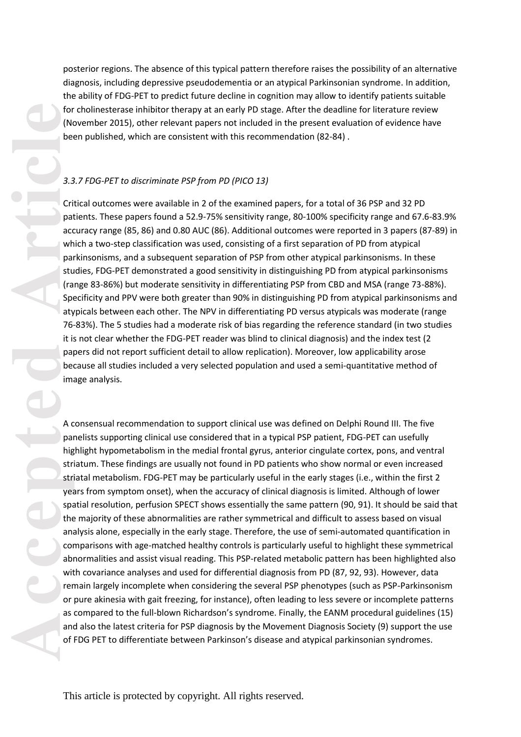posterior regions. The absence of this typical pattern therefore raises the possibility of an alternative diagnosis, including depressive pseudodementia or an atypical Parkinsonian syndrome. In addition, the ability of FDG-PET to predict future decline in cognition may allow to identify patients suitable for cholinesterase inhibitor therapy at an early PD stage. After the deadline for literature review (November 2015), other relevant papers not included in the present evaluation of evidence have been published, which are consistent with this recommendation (82-84) .

### *3.3.7 FDG-PET to discriminate PSP from PD (PICO 13)*

Critical outcomes were available in 2 of the examined papers, for a total of 36 PSP and 32 PD patients. These papers found a 52.9-75% sensitivity range, 80-100% specificity range and 67.6-83.9% accuracy range (85, 86) and 0.80 AUC (86). Additional outcomes were reported in 3 papers (87-89) in which a two-step classification was used, consisting of a first separation of PD from atypical parkinsonisms, and a subsequent separation of PSP from other atypical parkinsonisms. In these studies, FDG-PET demonstrated a good sensitivity in distinguishing PD from atypical parkinsonisms (range 83-86%) but moderate sensitivity in differentiating PSP from CBD and MSA (range 73-88%). Specificity and PPV were both greater than 90% in distinguishing PD from atypical parkinsonisms and atypicals between each other. The NPV in differentiating PD versus atypicals was moderate (range 76-83%). The 5 studies had a moderate risk of bias regarding the reference standard (in two studies it is not clear whether the FDG-PET reader was blind to clinical diagnosis) and the index test (2 papers did not report sufficient detail to allow replication). Moreover, low applicability arose because all studies included a very selected population and used a semi-quantitative method of image analysis.

A consensual recommendation to support clinical use was defined on Delphi Round III. The five panelists supporting clinical use considered that in a typical PSP patient, FDG-PET can usefully highlight hypometabolism in the medial frontal gyrus, anterior cingulate cortex, pons, and ventral striatum. These findings are usually not found in PD patients who show normal or even increased striatal metabolism. FDG-PET may be particularly useful in the early stages (i.e., within the first 2 years from symptom onset), when the accuracy of clinical diagnosis is limited. Although of lower spatial resolution, perfusion SPECT shows essentially the same pattern (90, 91). It should be said that the majority of these abnormalities are rather symmetrical and difficult to assess based on visual analysis alone, especially in the early stage. Therefore, the use of semi-automated quantification in comparisons with age-matched healthy controls is particularly useful to highlight these symmetrical abnormalities and assist visual reading. This PSP-related metabolic pattern has been highlighted also with covariance analyses and used for differential diagnosis from PD (87, 92, 93). However, data remain largely incomplete when considering the several PSP phenotypes (such as PSP-Parkinsonism or pure akinesia with gait freezing, for instance), often leading to less severe or incomplete patterns as compared to the full-blown Richardson's syndrome. Finally, the EANM procedural guidelines (15) and also the latest criteria for PSP diagnosis by the Movement Diagnosis Society (9) support the use of FDG PET to differentiate between Parkinson's disease and atypical parkinsonian syndromes.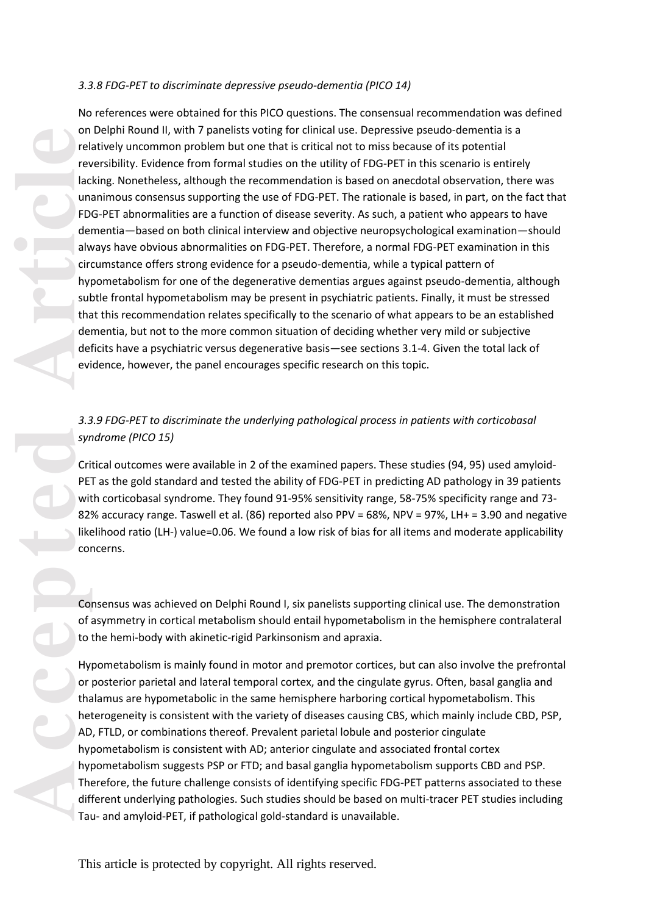*3.3.8 FDG-PET to discriminate depressive pseudo-dementia (PICO 14)*

No references were obtained for this PICO questions. The consensual recommendation was defined on Delphi Round II, with 7 panelists voting for clinical use. Depressive pseudo-dementia is a relatively uncommon problem but one that is critical not to miss because of its potential reversibility. Evidence from formal studies on the utility of FDG-PET in this scenario is entirely lacking. Nonetheless, although the recommendation is based on anecdotal observation, there was unanimous consensus supporting the use of FDG-PET. The rationale is based, in part, on the fact that FDG-PET abnormalities are a function of disease severity. As such, a patient who appears to have dementia—based on both clinical interview and objective neuropsychological examination—should always have obvious abnormalities on FDG-PET. Therefore, a normal FDG-PET examination in this circumstance offers strong evidence for a pseudo-dementia, while a typical pattern of hypometabolism for one of the degenerative dementias argues against pseudo-dementia, although subtle frontal hypometabolism may be present in psychiatric patients. Finally, it must be stressed that this recommendation relates specifically to the scenario of what appears to be an established dementia, but not to the more common situation of deciding whether very mild or subjective deficits have a psychiatric versus degenerative basis—see sections 3.1-4. Given the total lack of evidence, however, the panel encourages specific research on this topic.

*3.3.9 FDG-PET to discriminate the underlying pathological process in patients with corticobasal syndrome (PICO 15)*

Critical outcomes were available in 2 of the examined papers. These studies (94, 95) used amyloid-PET as the gold standard and tested the ability of FDG-PET in predicting AD pathology in 39 patients with corticobasal syndrome. They found 91-95% sensitivity range, 58-75% specificity range and 73-82% accuracy range. Taswell et al. (86) reported also PPV = 68%, NPV = 97%, LH+ = 3.90 and negative likelihood ratio (LH-) value=0.06. We found a low risk of bias for all items and moderate applicability concerns.

Consensus was achieved on Delphi Round I, six panelists supporting clinical use. The demonstration of asymmetry in cortical metabolism should entail hypometabolism in the hemisphere contralateral to the hemi-body with akinetic-rigid Parkinsonism and apraxia.

Hypometabolism is mainly found in motor and premotor cortices, but can also involve the prefrontal or posterior parietal and lateral temporal cortex, and the cingulate gyrus. Often, basal ganglia and thalamus are hypometabolic in the same hemisphere harboring cortical hypometabolism. This heterogeneity is consistent with the variety of diseases causing CBS, which mainly include CBD, PSP, AD, FTLD, or combinations thereof. Prevalent parietal lobule and posterior cingulate hypometabolism is consistent with AD; anterior cingulate and associated frontal cortex hypometabolism suggests PSP or FTD; and basal ganglia hypometabolism supports CBD and PSP. Therefore, the future challenge consists of identifying specific FDG-PET patterns associated to these different underlying pathologies. Such studies should be based on multi-tracer PET studies including Tau- and amyloid-PET, if pathological gold-standard is unavailable.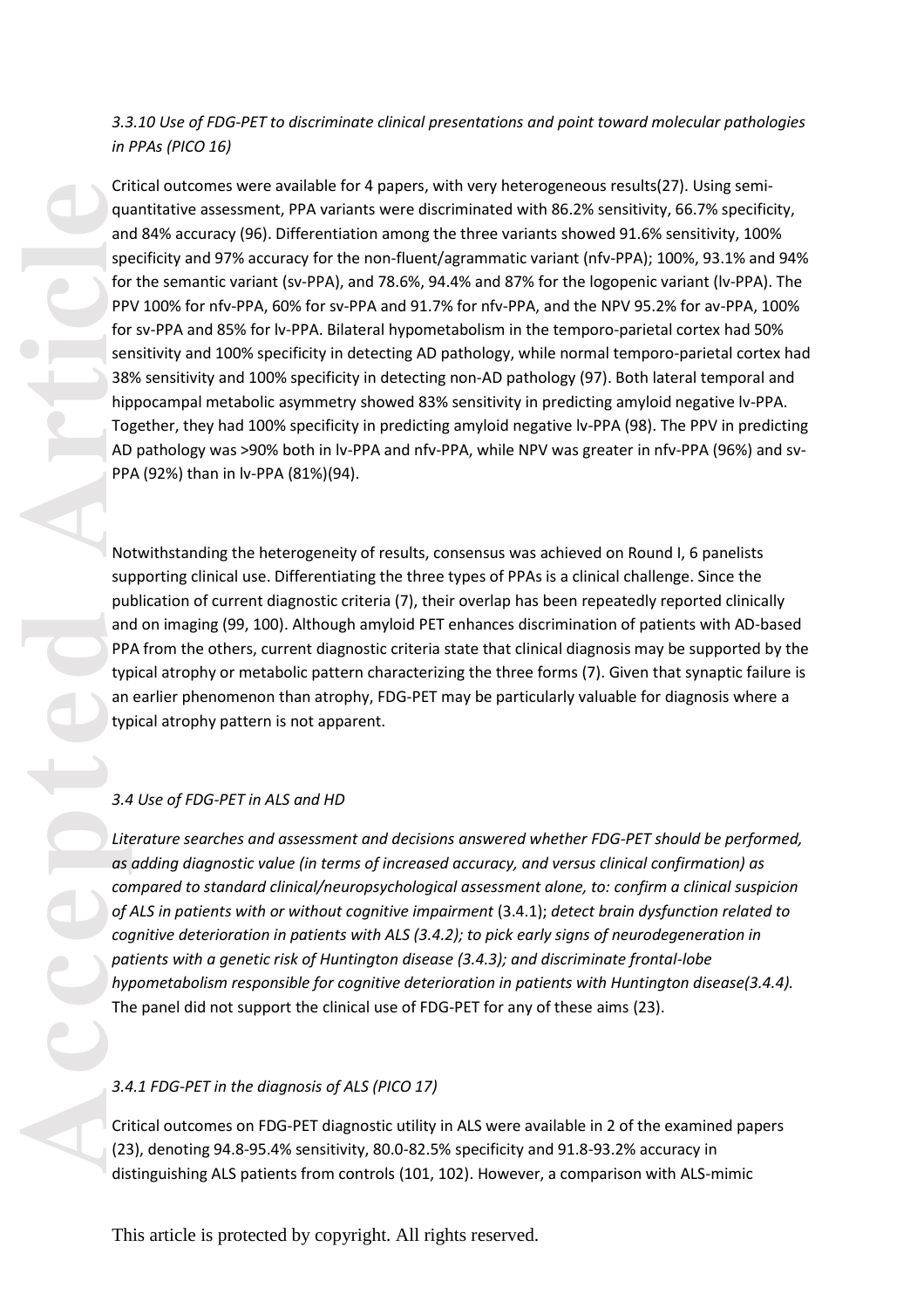*3.3.10 Use of FDG-PET to discriminate clinical presentations and point toward molecular pathologies in PPAs (PICO 16)*

Critical outcomes were available for 4 papers, with very heterogeneous results(27). Using semi-quantitative assessment, PPA variants were discriminated with 86.2% sensitivity, 66.7% specificity, and 84% accuracy (96). Differentiation among the three variants showed 91.6% sensitivity, 100% specificity and 97% accuracy for the non-fluent/agrammatic variant (nfv-PPA); 100%, 93.1% and 94% for the semantic variant (sv-PPA), and 78.6%, 94.4% and 87% for the logopenic variant (lv-PPA). The PPV 100% for nfv-PPA, 60% for sv-PPA and 91.7% for nfv-PPA, and the NPV 95.2% for av-PPA, 100% for sv-PPA and 85% for lv-PPA. Bilateral hypometabolism in the temporo-parietal cortex had 50% sensitivity and 100% specificity in detecting AD pathology, while normal temporo-parietal cortex had 38% sensitivity and 100% specificity in detecting non-AD pathology (97). Both lateral temporal and hippocampal metabolic asymmetry showed 83% sensitivity in predicting amyloid negative lv-PPA. Together, they had 100% specificity in predicting amyloid negative lv-PPA (98). The PPV in predicting AD pathology was >90% both in lv-PPA and nfv-PPA, while NPV was greater in nfv-PPA (96%) and sv-PPA (92%) than in lv-PPA (81%)(94).

Notwithstanding the heterogeneity of results, consensus was achieved on Round I, 6 panelists supporting clinical use. Differentiating the three types of PPAs is a clinical challenge. Since the publication of current diagnostic criteria (7), their overlap has been repeatedly reported clinically and on imaging (99, 100). Although amyloid PET enhances discrimination of patients with AD-based PPA from the others, current diagnostic criteria state that clinical diagnosis may be supported by the typical atrophy or metabolic pattern characterizing the three forms (7). Given that synaptic failure is an earlier phenomenon than atrophy, FDG-PET may be particularly valuable for diagnosis where a typical atrophy pattern is not apparent.

*3.4 Use of FDG-PET in ALS and HD*

*Literature searches and assessment and decisions answered whether FDG-PET should be performed, as adding diagnostic value (in terms of increased accuracy, and versus clinical confirmation) as compared to standard clinical/neuropsychological assessment alone, to: confirm a clinical suspicion of ALS in patients with or without cognitive impairment* (3.4.1); *detect brain dysfunction related to cognitive deterioration in patients with ALS (3.4.2); to pick early signs of neurodegeneration in patients with a genetic risk of Huntington disease (3.4.3); and discriminate frontal-lobe hypometabolism responsible for cognitive deterioration in patients with Huntington disease(3.4.4).* The panel did not support the clinical use of FDG-PET for any of these aims (23).

*3.4.1 FDG-PET in the diagnosis of ALS (PICO 17)*

Critical outcomes on FDG-PET diagnostic utility in ALS were available in 2 of the examined papers (23), denoting 94.8-95.4% sensitivity, 80.0-82.5% specificity and 91.8-93.2% accuracy in distinguishing ALS patients from controls (101, 102). However, a comparison with ALS-mimic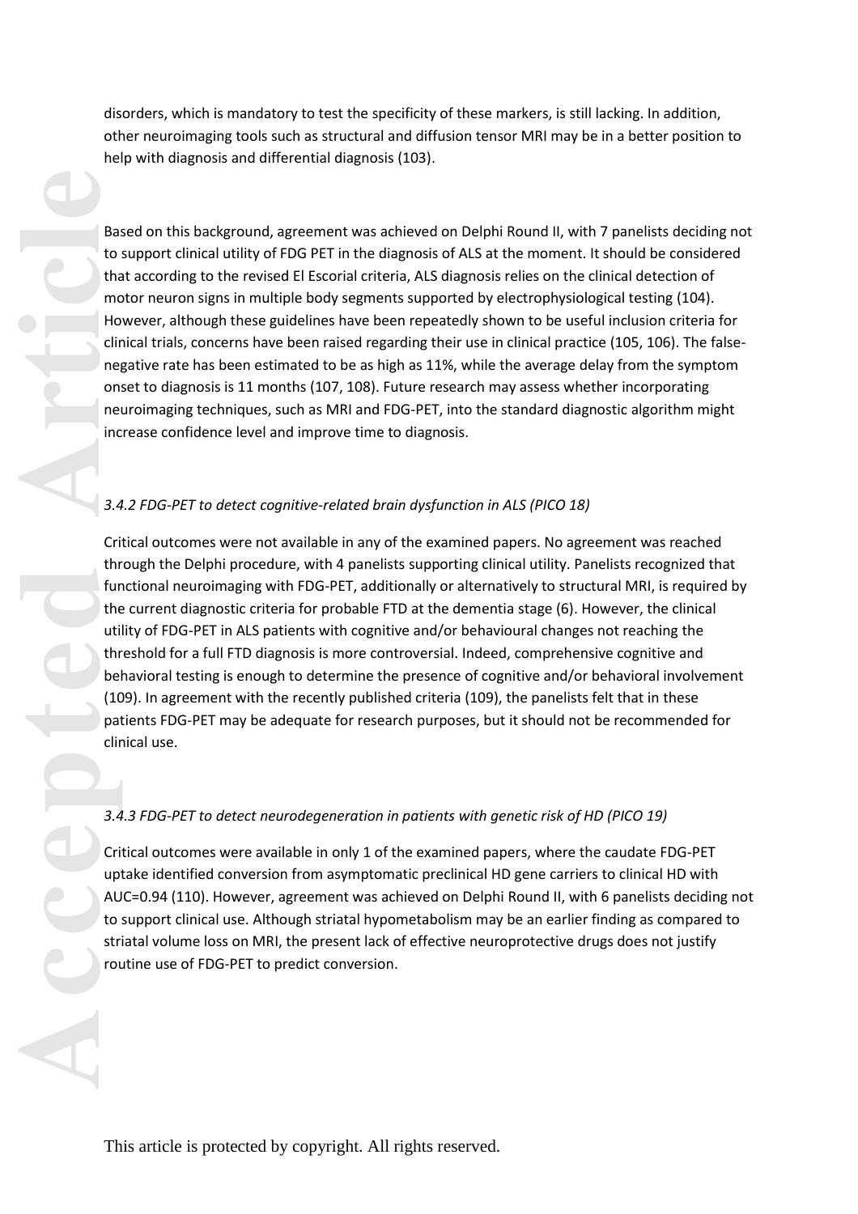disorders, which is mandatory to test the specificity of these markers, is still lacking. In addition, other neuroimaging tools such as structural and diffusion tensor MRI may be in a better position to help with diagnosis and differential diagnosis (103).

Based on this background, agreement was achieved on Delphi Round II, with 7 panelists deciding not to support clinical utility of FDG PET in the diagnosis of ALS at the moment. It should be considered that according to the revised El Escorial criteria, ALS diagnosis relies on the clinical detection of motor neuron signs in multiple body segments supported by electrophysiological testing (104). However, although these guidelines have been repeatedly shown to be useful inclusion criteria for clinical trials, concerns have been raised regarding their use in clinical practice (105, 106). The false-negative rate has been estimated to be as high as 11%, while the average delay from the symptom onset to diagnosis is 11 months (107, 108). Future research may assess whether incorporating neuroimaging techniques, such as MRI and FDG-PET, into the standard diagnostic algorithm might increase confidence level and improve time to diagnosis.

*3.4.2 FDG-PET to detect cognitive-related brain dysfunction in ALS (PICO 18)*

Critical outcomes were not available in any of the examined papers. No agreement was reached through the Delphi procedure, with 4 panelists supporting clinical utility. Panelists recognized that functional neuroimaging with FDG-PET, additionally or alternatively to structural MRI, is required by the current diagnostic criteria for probable FTD at the dementia stage (6). However, the clinical utility of FDG-PET in ALS patients with cognitive and/or behavioural changes not reaching the threshold for a full FTD diagnosis is more controversial. Indeed, comprehensive cognitive and behavioral testing is enough to determine the presence of cognitive and/or behavioral involvement (109). In agreement with the recently published criteria (109), the panelists felt that in these patients FDG-PET may be adequate for research purposes, but it should not be recommended for clinical use.

*3.4.3 FDG-PET to detect neurodegeneration in patients with genetic risk of HD (PICO 19)*

Critical outcomes were available in only 1 of the examined papers, where the caudate FDG-PET uptake identified conversion from asymptomatic preclinical HD gene carriers to clinical HD with AUC=0.94 (110). However, agreement was achieved on Delphi Round II, with 6 panelists deciding not to support clinical use. Although striatal hypometabolism may be an earlier finding as compared to striatal volume loss on MRI, the present lack of effective neuroprotective drugs does not justify routine use of FDG-PET to predict conversion.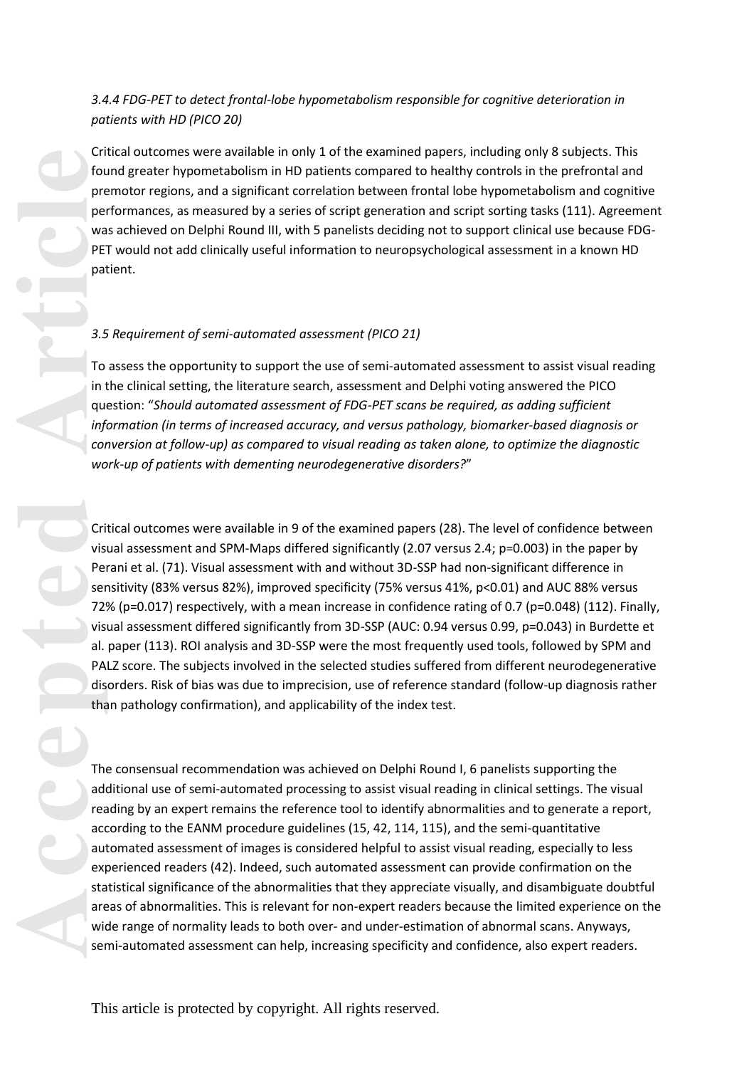*3.4.4 FDG-PET to detect frontal-lobe hypometabolism responsible for cognitive deterioration in patients with HD (PICO 20)*

Critical outcomes were available in only 1 of the examined papers, including only 8 subjects. This found greater hypometabolism in HD patients compared to healthy controls in the prefrontal and premotor regions, and a significant correlation between frontal lobe hypometabolism and cognitive performances, as measured by a series of script generation and script sorting tasks (111). Agreement was achieved on Delphi Round III, with 5 panelists deciding not to support clinical use because FDG-PET would not add clinically useful information to neuropsychological assessment in a known HD patient.

*3.5 Requirement of semi-automated assessment (PICO 21)*

To assess the opportunity to support the use of semi-automated assessment to assist visual reading in the clinical setting, the literature search, assessment and Delphi voting answered the PICO question: "*Should automated assessment of FDG-PET scans be required, as adding sufficient information (in terms of increased accuracy, and versus pathology, biomarker-based diagnosis or conversion at follow-up) as compared to visual reading as taken alone, to optimize the diagnostic work-up of patients with dementing neurodegenerative disorders?*"

Critical outcomes were available in 9 of the examined papers (28). The level of confidence between visual assessment and SPM-Maps differed significantly (2.07 versus 2.4; p=0.003) in the paper by Perani et al. (71). Visual assessment with and without 3D-SSP had non-significant difference in sensitivity (83% versus 82%), improved specificity (75% versus 41%, p<0.01) and AUC 88% versus 72% (p=0.017) respectively, with a mean increase in confidence rating of 0.7 (p=0.048) (112). Finally, visual assessment differed significantly from 3D-SSP (AUC: 0.94 versus 0.99, p=0.043) in Burdette et al. paper (113). ROI analysis and 3D-SSP were the most frequently used tools, followed by SPM and PALZ score. The subjects involved in the selected studies suffered from different neurodegenerative disorders. Risk of bias was due to imprecision, use of reference standard (follow-up diagnosis rather than pathology confirmation), and applicability of the index test.

The consensual recommendation was achieved on Delphi Round I, 6 panelists supporting the additional use of semi-automated processing to assist visual reading in clinical settings. The visual reading by an expert remains the reference tool to identify abnormalities and to generate a report, according to the EANM procedure guidelines (15, 42, 114, 115), and the semi-quantitative automated assessment of images is considered helpful to assist visual reading, especially to less experienced readers (42). Indeed, such automated assessment can provide confirmation on the statistical significance of the abnormalities that they appreciate visually, and disambiguate doubtful areas of abnormalities. This is relevant for non-expert readers because the limited experience on the wide range of normality leads to both over- and under-estimation of abnormal scans. Anyways, semi-automated assessment can help, increasing specificity and confidence, also expert readers.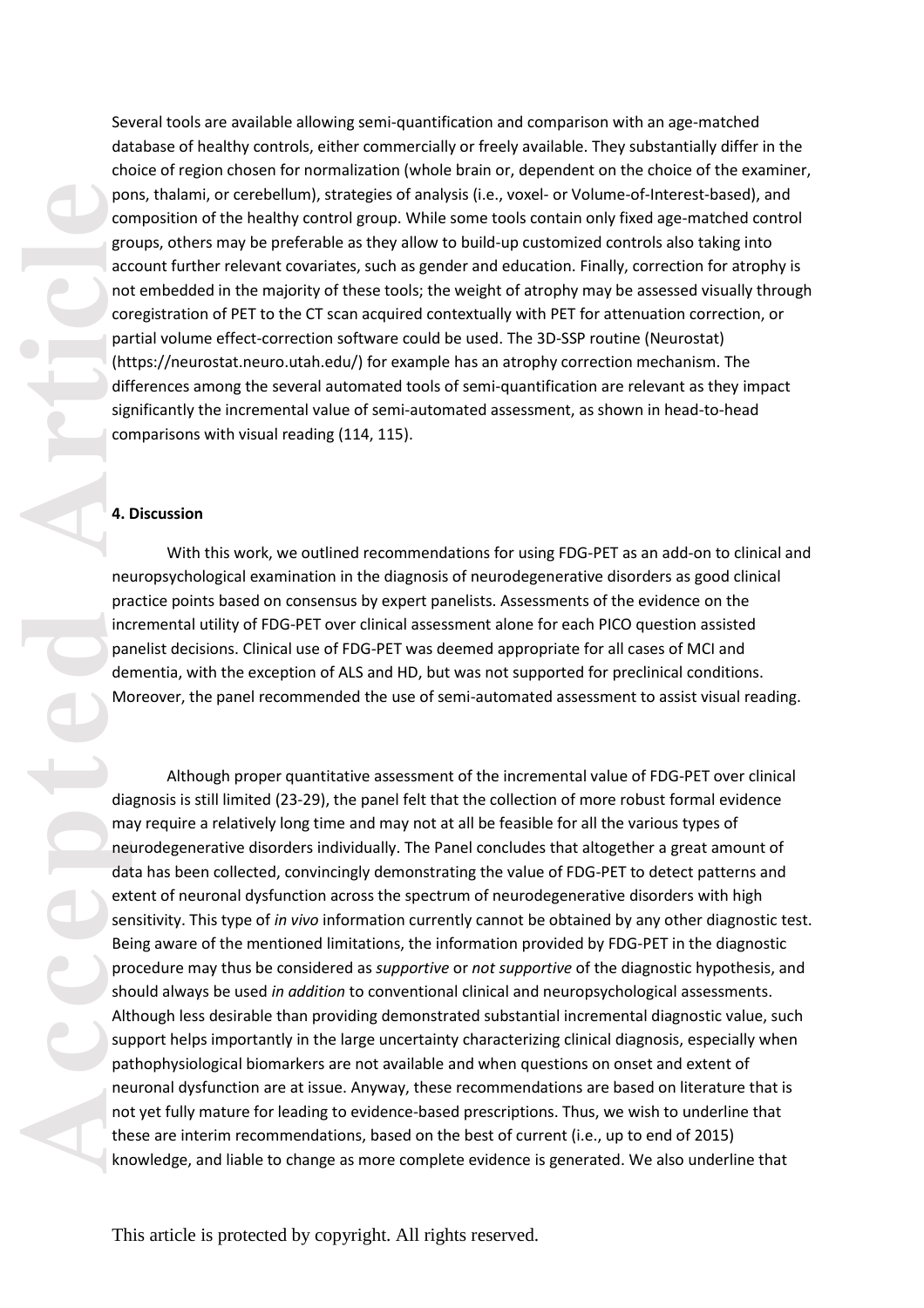Several tools are available allowing semi-quantification and comparison with an age-matched database of healthy controls, either commercially or freely available. They substantially differ in the choice of region chosen for normalization (whole brain or, dependent on the choice of the examiner, pons, thalami, or cerebellum), strategies of analysis (i.e., voxel- or Volume-of-Interest-based), and composition of the healthy control group. While some tools contain only fixed age-matched control groups, others may be preferable as they allow to build-up customized controls also taking into account further relevant covariates, such as gender and education. Finally, correction for atrophy is not embedded in the majority of these tools; the weight of atrophy may be assessed visually through coregistration of PET to the CT scan acquired contextually with PET for attenuation correction, or partial volume effect-correction software could be used. The 3D-SSP routine (Neurostat) (https://neurostat.neuro.utah.edu/) for example has an atrophy correction mechanism. The differences among the several automated tools of semi-quantification are relevant as they impact significantly the incremental value of semi-automated assessment, as shown in head-to-head comparisons with visual reading (114, 115).

## 4. Discussion

With this work, we outlined recommendations for using FDG-PET as an add-on to clinical and neuropsychological examination in the diagnosis of neurodegenerative disorders as good clinical practice points based on consensus by expert panelists. Assessments of the evidence on the incremental utility of FDG-PET over clinical assessment alone for each PICO question assisted panelist decisions. Clinical use of FDG-PET was deemed appropriate for all cases of MCI and dementia, with the exception of ALS and HD, but was not supported for preclinical conditions. Moreover, the panel recommended the use of semi-automated assessment to assist visual reading.

Although proper quantitative assessment of the incremental value of FDG-PET over clinical diagnosis is still limited (23-29), the panel felt that the collection of more robust formal evidence may require a relatively long time and may not at all be feasible for all the various types of neurodegenerative disorders individually. The Panel concludes that altogether a great amount of data has been collected, convincingly demonstrating the value of FDG-PET to detect patterns and extent of neuronal dysfunction across the spectrum of neurodegenerative disorders with high sensitivity. This type of *in vivo* information currently cannot be obtained by any other diagnostic test. Being aware of the mentioned limitations, the information provided by FDG-PET in the diagnostic procedure may thus be considered as *supportive* or *not supportive* of the diagnostic hypothesis, and should always be used *in addition* to conventional clinical and neuropsychological assessments. Although less desirable than providing demonstrated substantial incremental diagnostic value, such support helps importantly in the large uncertainty characterizing clinical diagnosis, especially when pathophysiological biomarkers are not available and when questions on onset and extent of neuronal dysfunction are at issue. Anyway, these recommendations are based on literature that is not yet fully mature for leading to evidence-based prescriptions. Thus, we wish to underline that these are interim recommendations, based on the best of current (i.e., up to end of 2015) knowledge, and liable to change as more complete evidence is generated. We also underline that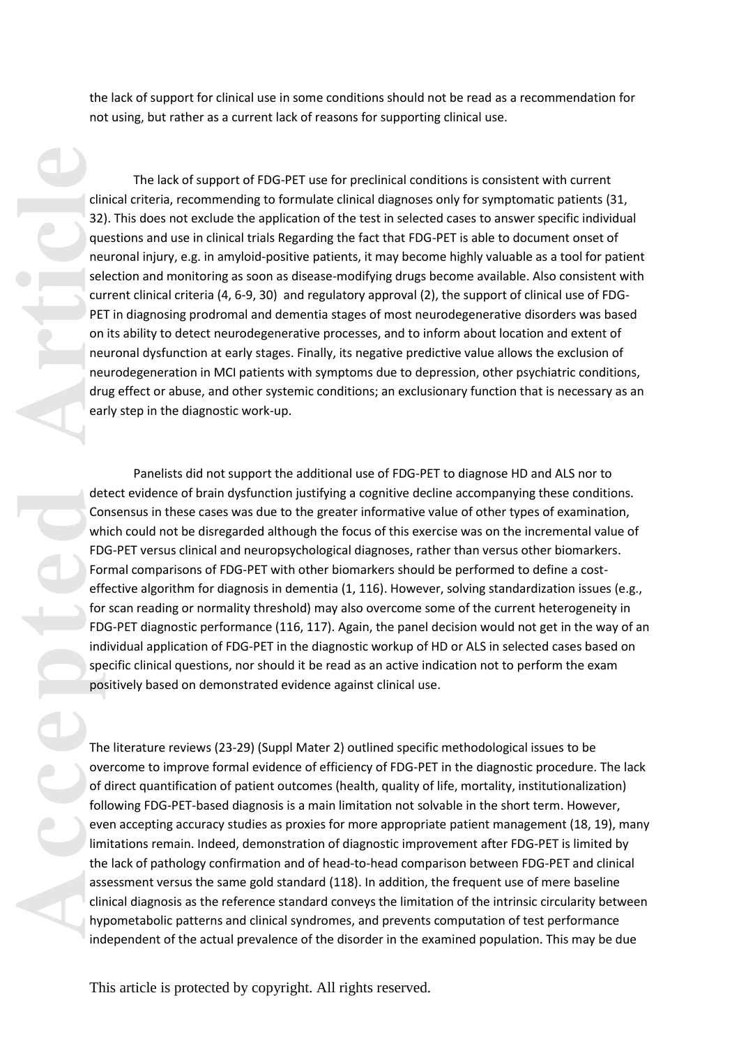the lack of support for clinical use in some conditions should not be read as a recommendation for not using, but rather as a current lack of reasons for supporting clinical use.

The lack of support of FDG-PET use for preclinical conditions is consistent with current clinical criteria, recommending to formulate clinical diagnoses only for symptomatic patients (31, 32). This does not exclude the application of the test in selected cases to answer specific individual questions and use in clinical trials Regarding the fact that FDG-PET is able to document onset of neuronal injury, e.g. in amyloid-positive patients, it may become highly valuable as a tool for patient selection and monitoring as soon as disease-modifying drugs become available. Also consistent with current clinical criteria (4, 6-9, 30) and regulatory approval (2), the support of clinical use of FDG-PET in diagnosing prodromal and dementia stages of most neurodegenerative disorders was based on its ability to detect neurodegenerative processes, and to inform about location and extent of neuronal dysfunction at early stages. Finally, its negative predictive value allows the exclusion of neurodegeneration in MCI patients with symptoms due to depression, other psychiatric conditions, drug effect or abuse, and other systemic conditions; an exclusionary function that is necessary as an early step in the diagnostic work-up.

Panelists did not support the additional use of FDG-PET to diagnose HD and ALS nor to detect evidence of brain dysfunction justifying a cognitive decline accompanying these conditions. Consensus in these cases was due to the greater informative value of other types of examination, which could not be disregarded although the focus of this exercise was on the incremental value of FDG-PET versus clinical and neuropsychological diagnoses, rather than versus other biomarkers. Formal comparisons of FDG-PET with other biomarkers should be performed to define a cost-effective algorithm for diagnosis in dementia (1, 116). However, solving standardization issues (e.g., for scan reading or normality threshold) may also overcome some of the current heterogeneity in FDG-PET diagnostic performance (116, 117). Again, the panel decision would not get in the way of an individual application of FDG-PET in the diagnostic workup of HD or ALS in selected cases based on specific clinical questions, nor should it be read as an active indication not to perform the exam positively based on demonstrated evidence against clinical use.

The literature reviews (23-29) (Suppl Mater 2) outlined specific methodological issues to be overcome to improve formal evidence of efficiency of FDG-PET in the diagnostic procedure. The lack of direct quantification of patient outcomes (health, quality of life, mortality, institutionalization) following FDG-PET-based diagnosis is a main limitation not solvable in the short term. However, even accepting accuracy studies as proxies for more appropriate patient management (18, 19), many limitations remain. Indeed, demonstration of diagnostic improvement after FDG-PET is limited by the lack of pathology confirmation and of head-to-head comparison between FDG-PET and clinical assessment versus the same gold standard (118). In addition, the frequent use of mere baseline clinical diagnosis as the reference standard conveys the limitation of the intrinsic circularity between hypometabolic patterns and clinical syndromes, and prevents computation of test performance independent of the actual prevalence of the disorder in the examined population. This may be due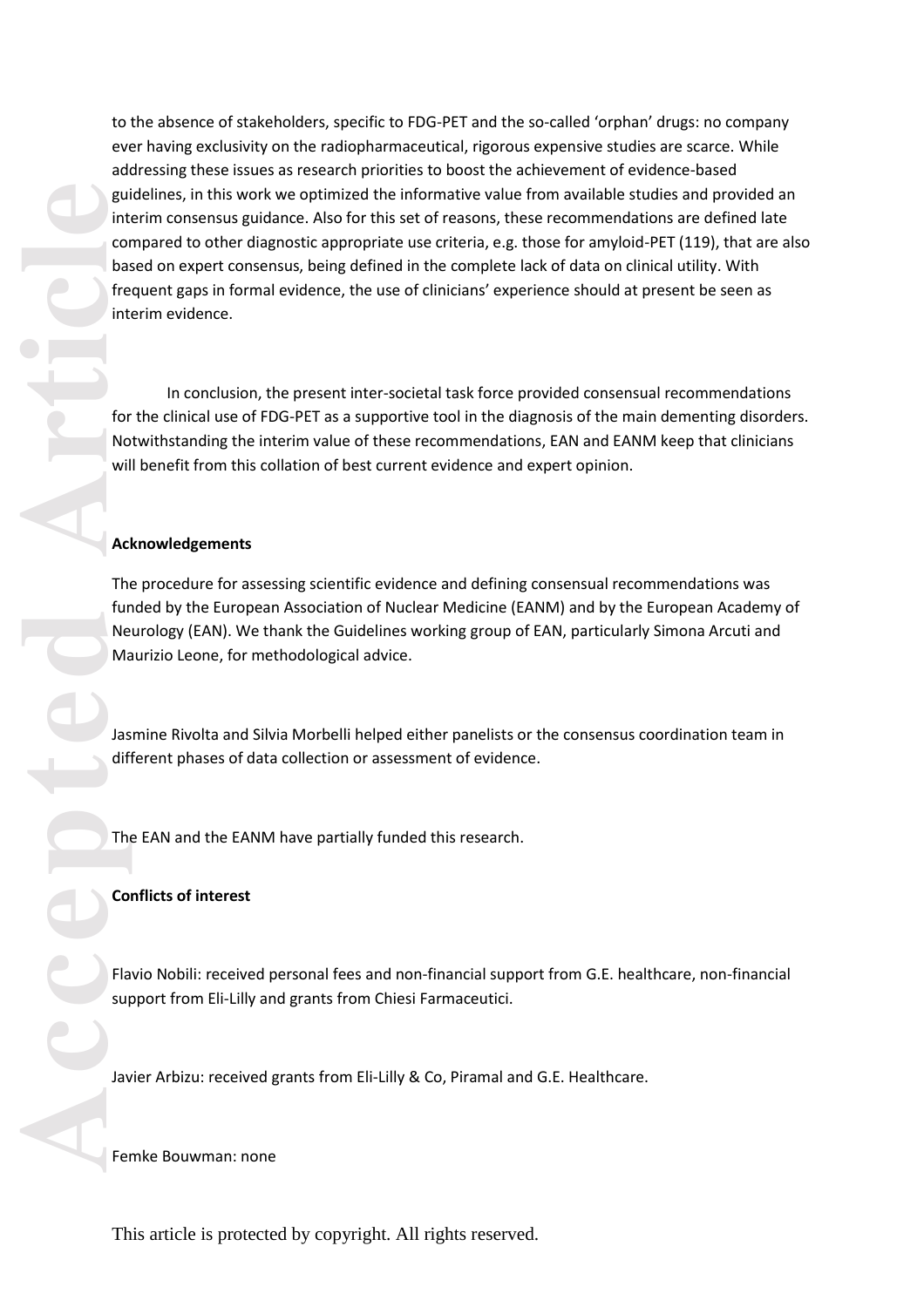to the absence of stakeholders, specific to FDG-PET and the so-called 'orphan' drugs: no company ever having exclusivity on the radiopharmaceutical, rigorous expensive studies are scarce. While addressing these issues as research priorities to boost the achievement of evidence-based guidelines, in this work we optimized the informative value from available studies and provided an interim consensus guidance. Also for this set of reasons, these recommendations are defined late compared to other diagnostic appropriate use criteria, e.g. those for amyloid-PET (119), that are also based on expert consensus, being defined in the complete lack of data on clinical utility. With frequent gaps in formal evidence, the use of clinicians' experience should at present be seen as interim evidence.

In conclusion, the present inter-societal task force provided consensual recommendations for the clinical use of FDG-PET as a supportive tool in the diagnosis of the main dementing disorders. Notwithstanding the interim value of these recommendations, EAN and EANM keep that clinicians will benefit from this collation of best current evidence and expert opinion.

**Acknowledgements**

The procedure for assessing scientific evidence and defining consensual recommendations was funded by the European Association of Nuclear Medicine (EANM) and by the European Academy of Neurology (EAN). We thank the Guidelines working group of EAN, particularly Simona Arcuti and Maurizio Leone, for methodological advice.

Jasmine Rivolta and Silvia Morbelli helped either panelists or the consensus coordination team in different phases of data collection or assessment of evidence.

The EAN and the EANM have partially funded this research.

**Conflicts of interest**

Flavio Nobili: received personal fees and non-financial support from G.E. healthcare, non-financial support from Eli-Lilly and grants from Chiesi Farmaceutici.

Javier Arbizu: received grants from Eli-Lilly & Co, Piramal and G.E. Healthcare.

Femke Bouwman: none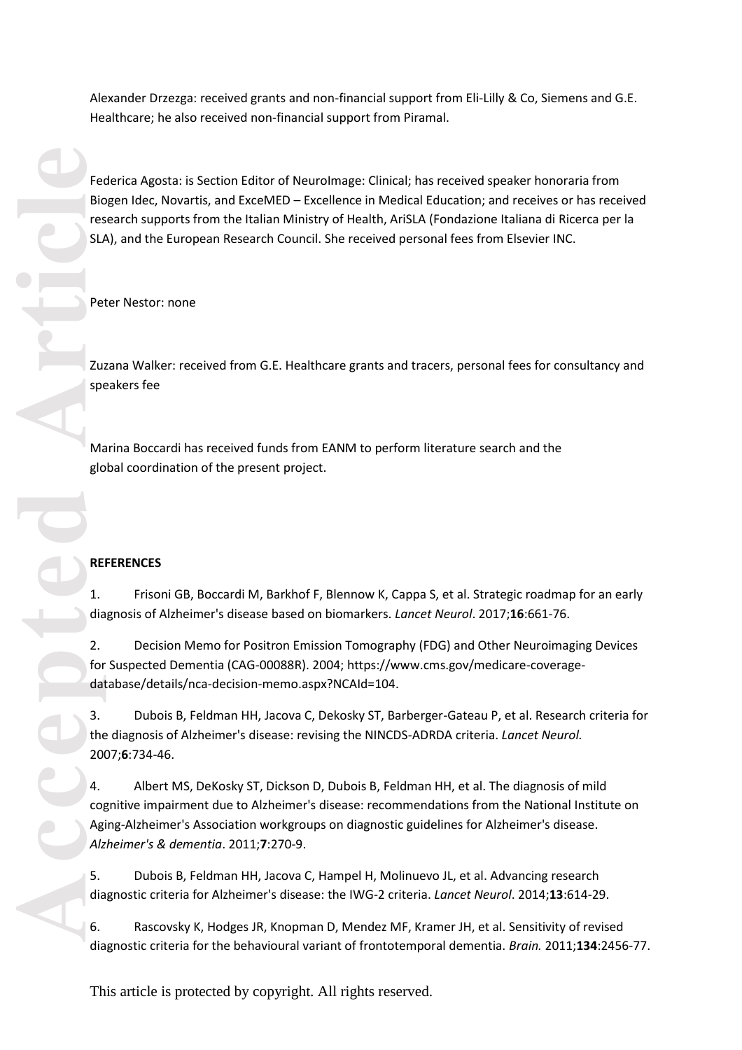Alexander Drzezga: received grants and non-financial support from Eli-Lilly & Co, Siemens and G.E. Healthcare; he also received non-financial support from Piramal.

Federica Agosta: is Section Editor of NeuroImage: Clinical; has received speaker honoraria from Biogen Idec, Novartis, and ExceMED – Excellence in Medical Education; and receives or has received research supports from the Italian Ministry of Health, AriSLA (Fondazione Italiana di Ricerca per la SLA), and the European Research Council. She received personal fees from Elsevier INC.

Peter Nestor: none

Zuzana Walker: received from G.E. Healthcare grants and tracers, personal fees for consultancy and speakers fee

Marina Boccardi has received funds from EANM to perform literature search and the global coordination of the present project.

## REFERENCES

1. Frisoni GB, Boccardi M, Barkhof F, Blennow K, Cappa S, et al. Strategic roadmap for an early diagnosis of Alzheimer's disease based on biomarkers. *Lancet Neurol*. 2017;**16**:661-76.

2. Decision Memo for Positron Emission Tomography (FDG) and Other Neuroimaging Devices for Suspected Dementia (CAG-00088R). 2004; https://www.cms.gov/medicare-coverage-database/details/nca-decision-memo.aspx?NCAId=104.

3. Dubois B, Feldman HH, Jacova C, Dekosky ST, Barberger-Gateau P, et al. Research criteria for the diagnosis of Alzheimer's disease: revising the NINCDS-ADRDA criteria. *Lancet Neurol.* 2007;**6**:734-46.

4. Albert MS, DeKosky ST, Dickson D, Dubois B, Feldman HH, et al. The diagnosis of mild cognitive impairment due to Alzheimer's disease: recommendations from the National Institute on Aging-Alzheimer's Association workgroups on diagnostic guidelines for Alzheimer's disease. *Alzheimer's & dementia*. 2011;**7**:270-9.

5. Dubois B, Feldman HH, Jacova C, Hampel H, Molinuevo JL, et al. Advancing research diagnostic criteria for Alzheimer's disease: the IWG-2 criteria. *Lancet Neurol*. 2014;**13**:614-29.

6. Rascovsky K, Hodges JR, Knopman D, Mendez MF, Kramer JH, et al. Sensitivity of revised diagnostic criteria for the behavioural variant of frontotemporal dementia. *Brain.* 2011;**134**:2456-77.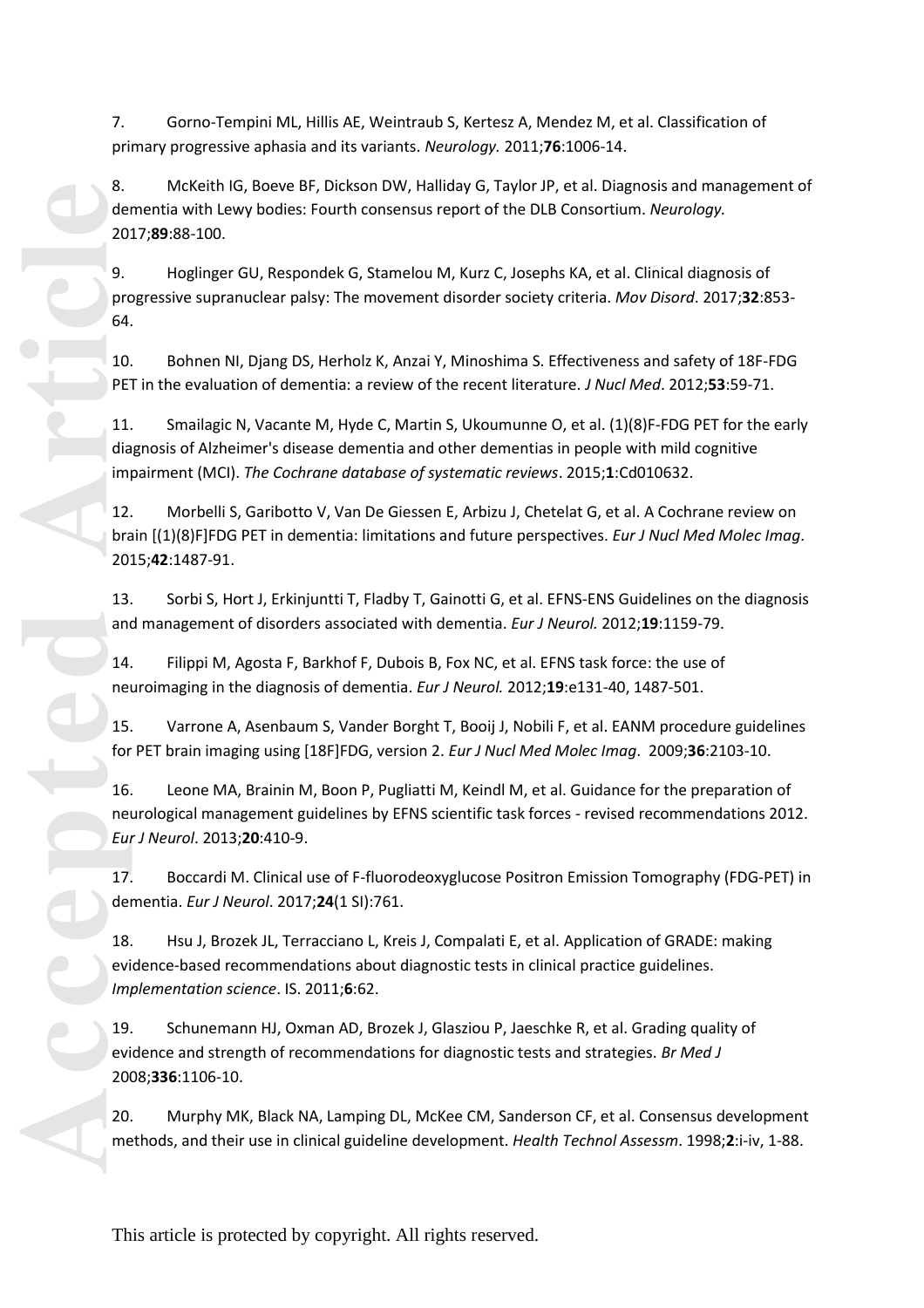7. Gorno-Tempini ML, Hillis AE, Weintraub S, Kertesz A, Mendez M, et al. Classification of primary progressive aphasia and its variants. *Neurology.* 2011;**76**:1006-14.

8. McKeith IG, Boeve BF, Dickson DW, Halliday G, Taylor JP, et al. Diagnosis and management of dementia with Lewy bodies: Fourth consensus report of the DLB Consortium. *Neurology.* 2017;**89**:88-100.

9. Hoglinger GU, Respondek G, Stamelou M, Kurz C, Josephs KA, et al. Clinical diagnosis of progressive supranuclear palsy: The movement disorder society criteria. *Mov Disord*. 2017;**32**:853-64.

10. Bohnen NI, Djang DS, Herholz K, Anzai Y, Minoshima S. Effectiveness and safety of 18F-FDG PET in the evaluation of dementia: a review of the recent literature. *J Nucl Med*. 2012;**53**:59-71.

11. Smailagic N, Vacante M, Hyde C, Martin S, Ukoumunne O, et al. (1)(8)F-FDG PET for the early diagnosis of Alzheimer's disease dementia and other dementias in people with mild cognitive impairment (MCI). *The Cochrane database of systematic reviews*. 2015;**1**:Cd010632.

12. Morbelli S, Garibotto V, Van De Giessen E, Arbizu J, Chetelat G, et al. A Cochrane review on brain [(1)(8)F]FDG PET in dementia: limitations and future perspectives. *Eur J Nucl Med Molec Imag*. 2015;**42**:1487-91.

13. Sorbi S, Hort J, Erkinjuntti T, Fladby T, Gainotti G, et al. EFNS-ENS Guidelines on the diagnosis and management of disorders associated with dementia. *Eur J Neurol.* 2012;**19**:1159-79.

14. Filippi M, Agosta F, Barkhof F, Dubois B, Fox NC, et al. EFNS task force: the use of neuroimaging in the diagnosis of dementia. *Eur J Neurol.* 2012;**19**:e131-40, 1487-501.

15. Varrone A, Asenbaum S, Vander Borght T, Booij J, Nobili F, et al. EANM procedure guidelines for PET brain imaging using [18F]FDG, version 2. *Eur J Nucl Med Molec Imag*. 2009;**36**:2103-10.

16. Leone MA, Brainin M, Boon P, Pugliatti M, Keindl M, et al. Guidance for the preparation of neurological management guidelines by EFNS scientific task forces - revised recommendations 2012. *Eur J Neurol*. 2013;**20**:410-9.

17. Boccardi M. Clinical use of F-fluorodeoxyglucose Positron Emission Tomography (FDG-PET) in dementia. *Eur J Neurol*. 2017;**24**(1 SI):761.

18. Hsu J, Brozek JL, Terracciano L, Kreis J, Compalati E, et al. Application of GRADE: making evidence-based recommendations about diagnostic tests in clinical practice guidelines. *Implementation science*. IS. 2011;**6**:62.

19. Schunemann HJ, Oxman AD, Brozek J, Glasziou P, Jaeschke R, et al. Grading quality of evidence and strength of recommendations for diagnostic tests and strategies. *Br Med J* 2008;**336**:1106-10.

20. Murphy MK, Black NA, Lamping DL, McKee CM, Sanderson CF, et al. Consensus development methods, and their use in clinical guideline development. *Health Technol Assessm*. 1998;**2**:i-iv, 1-88.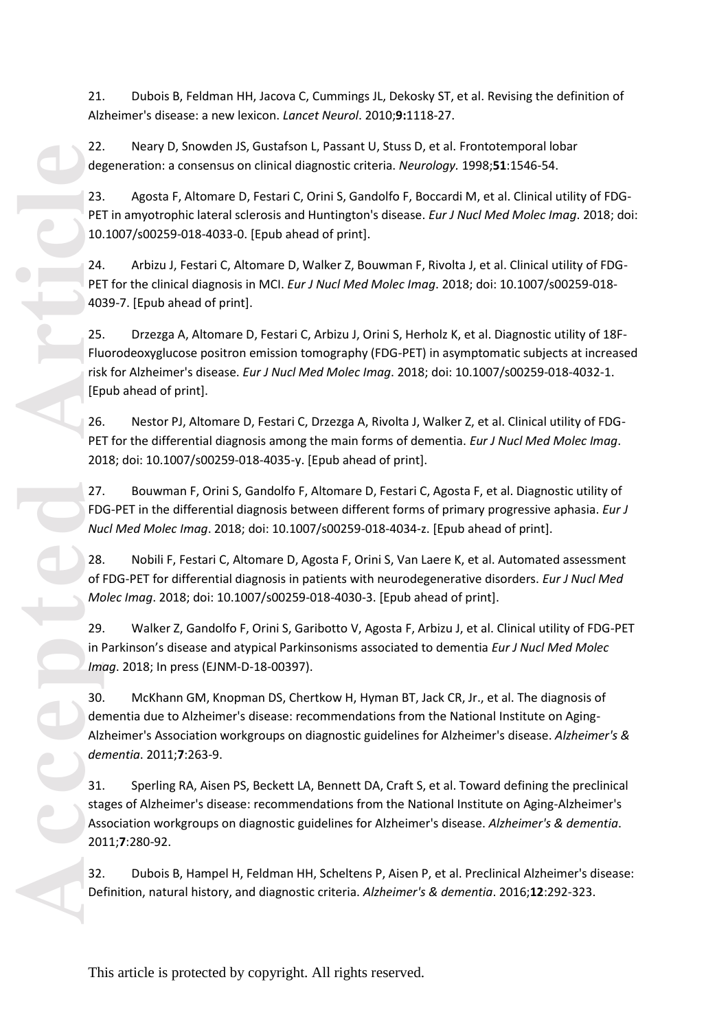21. Dubois B, Feldman HH, Jacova C, Cummings JL, Dekosky ST, et al. Revising the definition of Alzheimer's disease: a new lexicon. *Lancet Neurol*. 2010;**9:**1118-27.

22. Neary D, Snowden JS, Gustafson L, Passant U, Stuss D, et al. Frontotemporal lobar degeneration: a consensus on clinical diagnostic criteria. *Neurology.* 1998;**51**:1546-54.

23. Agosta F, Altomare D, Festari C, Orini S, Gandolfo F, Boccardi M, et al. Clinical utility of FDG-PET in amyotrophic lateral sclerosis and Huntington's disease. *Eur J Nucl Med Molec Imag*. 2018; doi: 10.1007/s00259-018-4033-0. [Epub ahead of print].

24. Arbizu J, Festari C, Altomare D, Walker Z, Bouwman F, Rivolta J, et al. Clinical utility of FDG-PET for the clinical diagnosis in MCI. *Eur J Nucl Med Molec Imag*. 2018; doi: 10.1007/s00259-018-4039-7. [Epub ahead of print].

25. Drzezga A, Altomare D, Festari C, Arbizu J, Orini S, Herholz K, et al. Diagnostic utility of 18F-Fluorodeoxyglucose positron emission tomography (FDG-PET) in asymptomatic subjects at increased risk for Alzheimer's disease. *Eur J Nucl Med Molec Imag*. 2018; doi: 10.1007/s00259-018-4032-1. [Epub ahead of print].

26. Nestor PJ, Altomare D, Festari C, Drzezga A, Rivolta J, Walker Z, et al. Clinical utility of FDG-PET for the differential diagnosis among the main forms of dementia. *Eur J Nucl Med Molec Imag*. 2018; doi: 10.1007/s00259-018-4035-y. [Epub ahead of print].

27. Bouwman F, Orini S, Gandolfo F, Altomare D, Festari C, Agosta F, et al. Diagnostic utility of FDG-PET in the differential diagnosis between different forms of primary progressive aphasia. *Eur J Nucl Med Molec Imag*. 2018; doi: 10.1007/s00259-018-4034-z. [Epub ahead of print].

28. Nobili F, Festari C, Altomare D, Agosta F, Orini S, Van Laere K, et al. Automated assessment of FDG-PET for differential diagnosis in patients with neurodegenerative disorders. *Eur J Nucl Med Molec Imag*. 2018; doi: 10.1007/s00259-018-4030-3. [Epub ahead of print].

29. Walker Z, Gandolfo F, Orini S, Garibotto V, Agosta F, Arbizu J, et al. Clinical utility of FDG-PET in Parkinson's disease and atypical Parkinsonisms associated to dementia *Eur J Nucl Med Molec Imag*. 2018; In press (EJNM-D-18-00397).

30. McKhann GM, Knopman DS, Chertkow H, Hyman BT, Jack CR, Jr., et al. The diagnosis of dementia due to Alzheimer's disease: recommendations from the National Institute on Aging-Alzheimer's Association workgroups on diagnostic guidelines for Alzheimer's disease. *Alzheimer's & dementia*. 2011;**7**:263-9.

31. Sperling RA, Aisen PS, Beckett LA, Bennett DA, Craft S, et al. Toward defining the preclinical stages of Alzheimer's disease: recommendations from the National Institute on Aging-Alzheimer's Association workgroups on diagnostic guidelines for Alzheimer's disease. *Alzheimer's & dementia*. 2011;**7**:280-92.

32. Dubois B, Hampel H, Feldman HH, Scheltens P, Aisen P, et al. Preclinical Alzheimer's disease: Definition, natural history, and diagnostic criteria. *Alzheimer's & dementia*. 2016;**12**:292-323.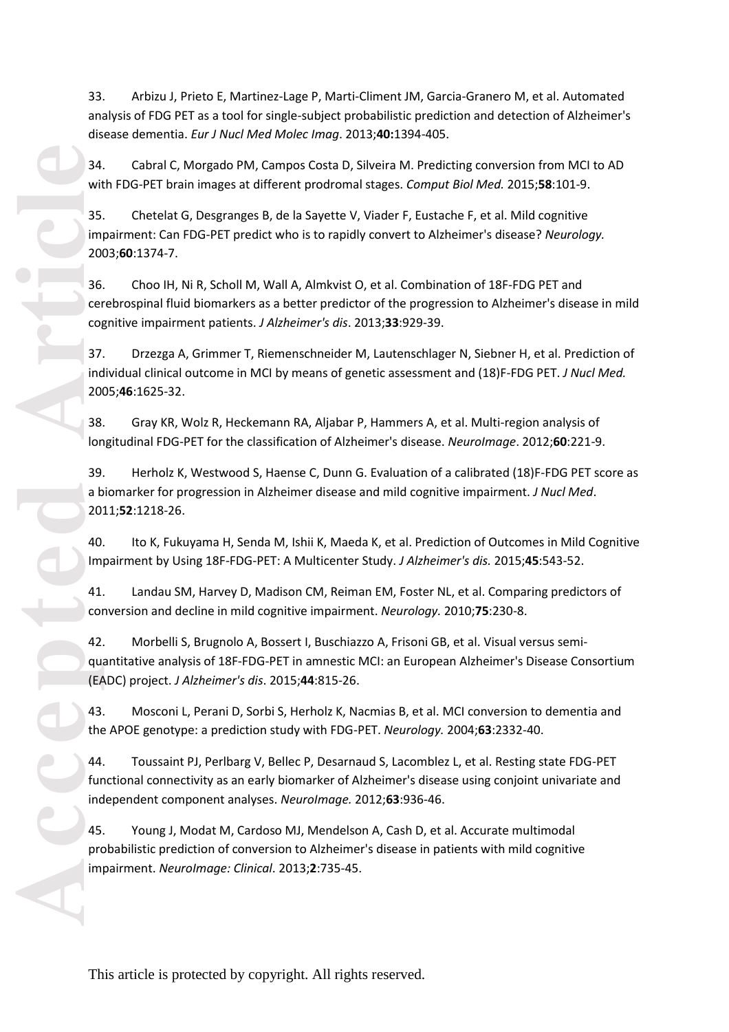33. Arbizu J, Prieto E, Martinez-Lage P, Marti-Climent JM, Garcia-Granero M, et al. Automated analysis of FDG PET as a tool for single-subject probabilistic prediction and detection of Alzheimer's disease dementia. *Eur J Nucl Med Molec Imag*. 2013;**40:**1394-405.

34. Cabral C, Morgado PM, Campos Costa D, Silveira M. Predicting conversion from MCI to AD with FDG-PET brain images at different prodromal stages. *Comput Biol Med.* 2015;**58**:101-9.

35. Chetelat G, Desgranges B, de la Sayette V, Viader F, Eustache F, et al. Mild cognitive impairment: Can FDG-PET predict who is to rapidly convert to Alzheimer's disease? *Neurology.* 2003;**60**:1374-7.

36. Choo IH, Ni R, Scholl M, Wall A, Almkvist O, et al. Combination of 18F-FDG PET and cerebrospinal fluid biomarkers as a better predictor of the progression to Alzheimer's disease in mild cognitive impairment patients. *J Alzheimer's dis*. 2013;**33**:929-39.

37. Drzezga A, Grimmer T, Riemenschneider M, Lautenschlager N, Siebner H, et al. Prediction of individual clinical outcome in MCI by means of genetic assessment and (18)F-FDG PET. *J Nucl Med.* 2005;**46**:1625-32.

38. Gray KR, Wolz R, Heckemann RA, Aljabar P, Hammers A, et al. Multi-region analysis of longitudinal FDG-PET for the classification of Alzheimer's disease. *NeuroImage*. 2012;**60**:221-9.

39. Herholz K, Westwood S, Haense C, Dunn G. Evaluation of a calibrated (18)F-FDG PET score as a biomarker for progression in Alzheimer disease and mild cognitive impairment. *J Nucl Med*. 2011;**52**:1218-26.

40. Ito K, Fukuyama H, Senda M, Ishii K, Maeda K, et al. Prediction of Outcomes in Mild Cognitive Impairment by Using 18F-FDG-PET: A Multicenter Study. *J Alzheimer's dis.* 2015;**45**:543-52.

41. Landau SM, Harvey D, Madison CM, Reiman EM, Foster NL, et al. Comparing predictors of conversion and decline in mild cognitive impairment. *Neurology.* 2010;**75**:230-8.

42. Morbelli S, Brugnolo A, Bossert I, Buschiazzo A, Frisoni GB, et al. Visual versus semi-quantitative analysis of 18F-FDG-PET in amnestic MCI: an European Alzheimer's Disease Consortium (EADC) project. *J Alzheimer's dis*. 2015;**44**:815-26.

43. Mosconi L, Perani D, Sorbi S, Herholz K, Nacmias B, et al. MCI conversion to dementia and the APOE genotype: a prediction study with FDG-PET. *Neurology.* 2004;**63**:2332-40.

44. Toussaint PJ, Perlbarg V, Bellec P, Desarnaud S, Lacomblez L, et al. Resting state FDG-PET functional connectivity as an early biomarker of Alzheimer's disease using conjoint univariate and independent component analyses. *NeuroImage.* 2012;**63**:936-46.

45. Young J, Modat M, Cardoso MJ, Mendelson A, Cash D, et al. Accurate multimodal probabilistic prediction of conversion to Alzheimer's disease in patients with mild cognitive impairment. *NeuroImage: Clinical*. 2013;**2**:735-45.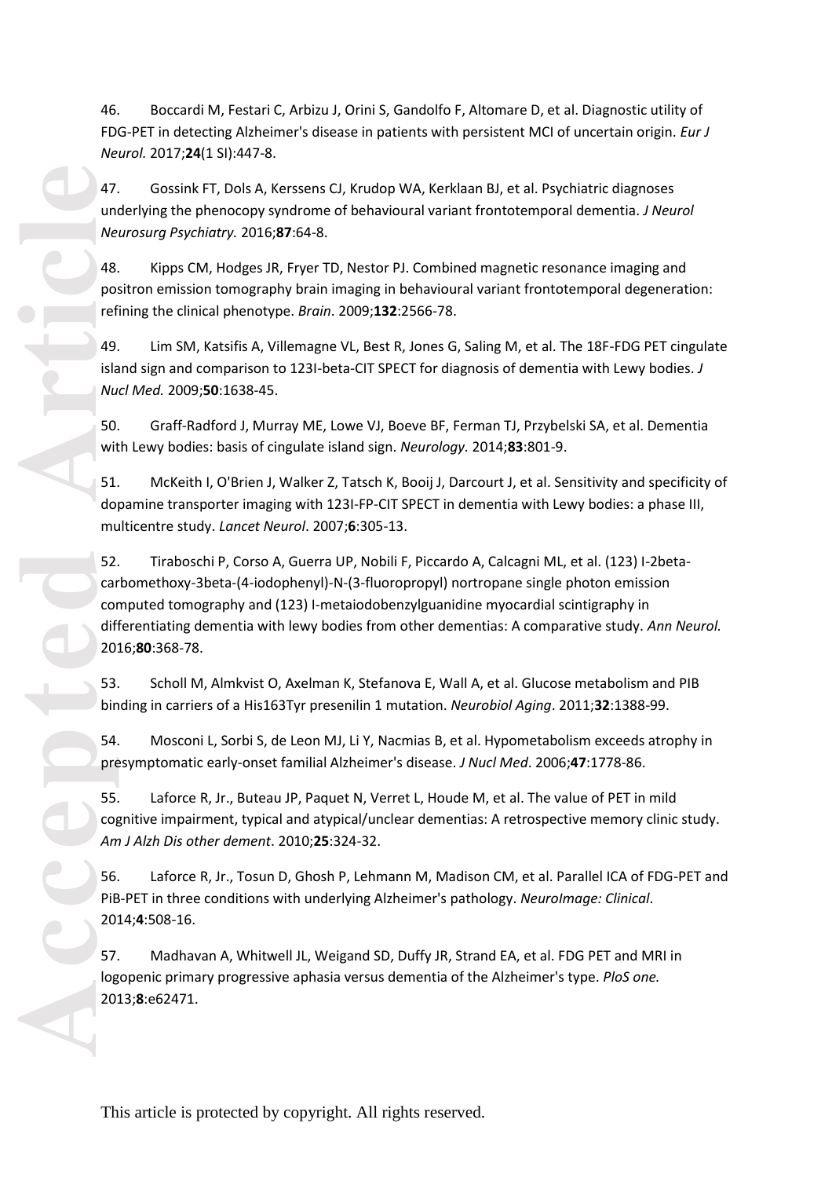46. Boccardi M, Festari C, Arbizu J, Orini S, Gandolfo F, Altomare D, et al. Diagnostic utility of FDG-PET in detecting Alzheimer's disease in patients with persistent MCI of uncertain origin. *Eur J Neurol.* 2017;**24**(1 SI):447-8.

47. Gossink FT, Dols A, Kerssens CJ, Krudop WA, Kerklaan BJ, et al. Psychiatric diagnoses underlying the phenocopy syndrome of behavioural variant frontotemporal dementia. *J Neurol Neurosurg Psychiatry.* 2016;**87**:64-8.

48. Kipps CM, Hodges JR, Fryer TD, Nestor PJ. Combined magnetic resonance imaging and positron emission tomography brain imaging in behavioural variant frontotemporal degeneration: refining the clinical phenotype. *Brain*. 2009;**132**:2566-78.

49. Lim SM, Katsifis A, Villemagne VL, Best R, Jones G, Saling M, et al. The 18F-FDG PET cingulate island sign and comparison to 123I-beta-CIT SPECT for diagnosis of dementia with Lewy bodies. *J Nucl Med.* 2009;**50**:1638-45.

50. Graff-Radford J, Murray ME, Lowe VJ, Boeve BF, Ferman TJ, Przybelski SA, et al. Dementia with Lewy bodies: basis of cingulate island sign. *Neurology.* 2014;**83**:801-9.

51. McKeith I, O'Brien J, Walker Z, Tatsch K, Booij J, Darcourt J, et al. Sensitivity and specificity of dopamine transporter imaging with 123I-FP-CIT SPECT in dementia with Lewy bodies: a phase III, multicentre study. *Lancet Neurol*. 2007;**6**:305-13.

52. Tiraboschi P, Corso A, Guerra UP, Nobili F, Piccardo A, Calcagni ML, et al. (123) I-2beta-carbomethoxy-3beta-(4-iodophenyl)-N-(3-fluoropropyl) nortropane single photon emission computed tomography and (123) I-metaiodobenzylguanidine myocardial scintigraphy in differentiating dementia with lewy bodies from other dementias: A comparative study. *Ann Neurol.* 2016;**80**:368-78.

53. Scholl M, Almkvist O, Axelman K, Stefanova E, Wall A, et al. Glucose metabolism and PIB binding in carriers of a His163Tyr presenilin 1 mutation. *Neurobiol Aging*. 2011;**32**:1388-99.

54. Mosconi L, Sorbi S, de Leon MJ, Li Y, Nacmias B, et al. Hypometabolism exceeds atrophy in presymptomatic early-onset familial Alzheimer's disease. *J Nucl Med*. 2006;**47**:1778-86.

55. Laforce R, Jr., Buteau JP, Paquet N, Verret L, Houde M, et al. The value of PET in mild cognitive impairment, typical and atypical/unclear dementias: A retrospective memory clinic study. *Am J Alzh Dis other dement*. 2010;**25**:324-32.

56. Laforce R, Jr., Tosun D, Ghosh P, Lehmann M, Madison CM, et al. Parallel ICA of FDG-PET and PiB-PET in three conditions with underlying Alzheimer's pathology. *NeuroImage: Clinical*. 2014;**4**:508-16.

57. Madhavan A, Whitwell JL, Weigand SD, Duffy JR, Strand EA, et al. FDG PET and MRI in logopenic primary progressive aphasia versus dementia of the Alzheimer's type. *PloS one.* 2013;**8**:e62471.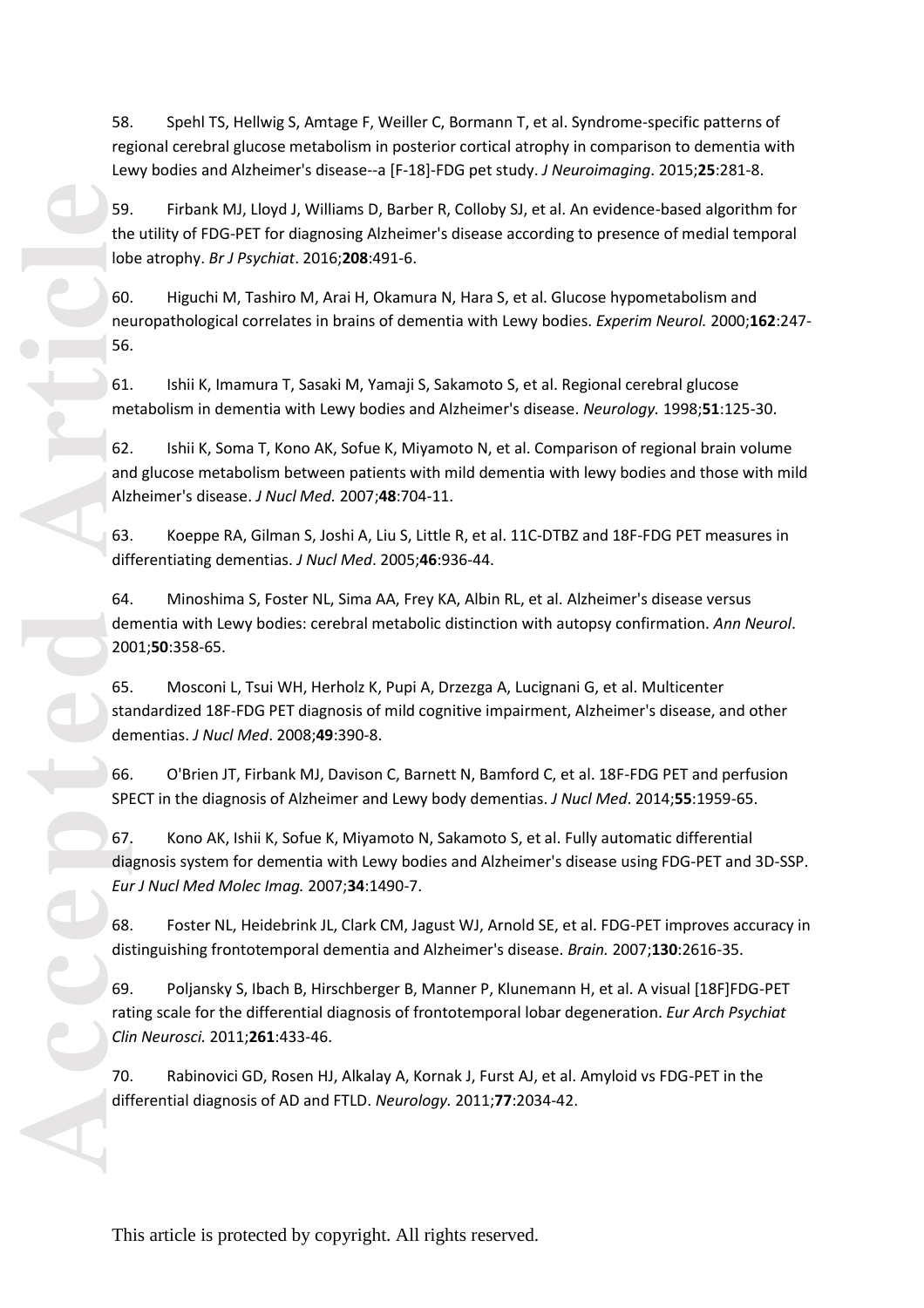58. Spehl TS, Hellwig S, Amtage F, Weiller C, Bormann T, et al. Syndrome-specific patterns of regional cerebral glucose metabolism in posterior cortical atrophy in comparison to dementia with Lewy bodies and Alzheimer's disease--a [F-18]-FDG pet study. *J Neuroimaging*. 2015;**25**:281-8.

59. Firbank MJ, Lloyd J, Williams D, Barber R, Colloby SJ, et al. An evidence-based algorithm for the utility of FDG-PET for diagnosing Alzheimer's disease according to presence of medial temporal lobe atrophy. *Br J Psychiat*. 2016;**208**:491-6.

60. Higuchi M, Tashiro M, Arai H, Okamura N, Hara S, et al. Glucose hypometabolism and neuropathological correlates in brains of dementia with Lewy bodies. *Experim Neurol.* 2000;**162**:247-56.

61. Ishii K, Imamura T, Sasaki M, Yamaji S, Sakamoto S, et al. Regional cerebral glucose metabolism in dementia with Lewy bodies and Alzheimer's disease. *Neurology.* 1998;**51**:125-30.

62. Ishii K, Soma T, Kono AK, Sofue K, Miyamoto N, et al. Comparison of regional brain volume and glucose metabolism between patients with mild dementia with lewy bodies and those with mild Alzheimer's disease. *J Nucl Med.* 2007;**48**:704-11.

63. Koeppe RA, Gilman S, Joshi A, Liu S, Little R, et al. 11C-DTBZ and 18F-FDG PET measures in differentiating dementias. *J Nucl Med*. 2005;**46**:936-44.

64. Minoshima S, Foster NL, Sima AA, Frey KA, Albin RL, et al. Alzheimer's disease versus dementia with Lewy bodies: cerebral metabolic distinction with autopsy confirmation. *Ann Neurol*. 2001;**50**:358-65.

65. Mosconi L, Tsui WH, Herholz K, Pupi A, Drzezga A, Lucignani G, et al. Multicenter standardized 18F-FDG PET diagnosis of mild cognitive impairment, Alzheimer's disease, and other dementias. *J Nucl Med*. 2008;**49**:390-8.

66. O'Brien JT, Firbank MJ, Davison C, Barnett N, Bamford C, et al. 18F-FDG PET and perfusion SPECT in the diagnosis of Alzheimer and Lewy body dementias. *J Nucl Med*. 2014;**55**:1959-65.

67. Kono AK, Ishii K, Sofue K, Miyamoto N, Sakamoto S, et al. Fully automatic differential diagnosis system for dementia with Lewy bodies and Alzheimer's disease using FDG-PET and 3D-SSP. *Eur J Nucl Med Molec Imag.* 2007;**34**:1490-7.

68. Foster NL, Heidebrink JL, Clark CM, Jagust WJ, Arnold SE, et al. FDG-PET improves accuracy in distinguishing frontotemporal dementia and Alzheimer's disease. *Brain.* 2007;**130**:2616-35.

69. Poljansky S, Ibach B, Hirschberger B, Manner P, Klunemann H, et al. A visual [18F]FDG-PET rating scale for the differential diagnosis of frontotemporal lobar degeneration. *Eur Arch Psychiat Clin Neurosci.* 2011;**261**:433-46.

70. Rabinovici GD, Rosen HJ, Alkalay A, Kornak J, Furst AJ, et al. Amyloid vs FDG-PET in the differential diagnosis of AD and FTLD. *Neurology.* 2011;**77**:2034-42.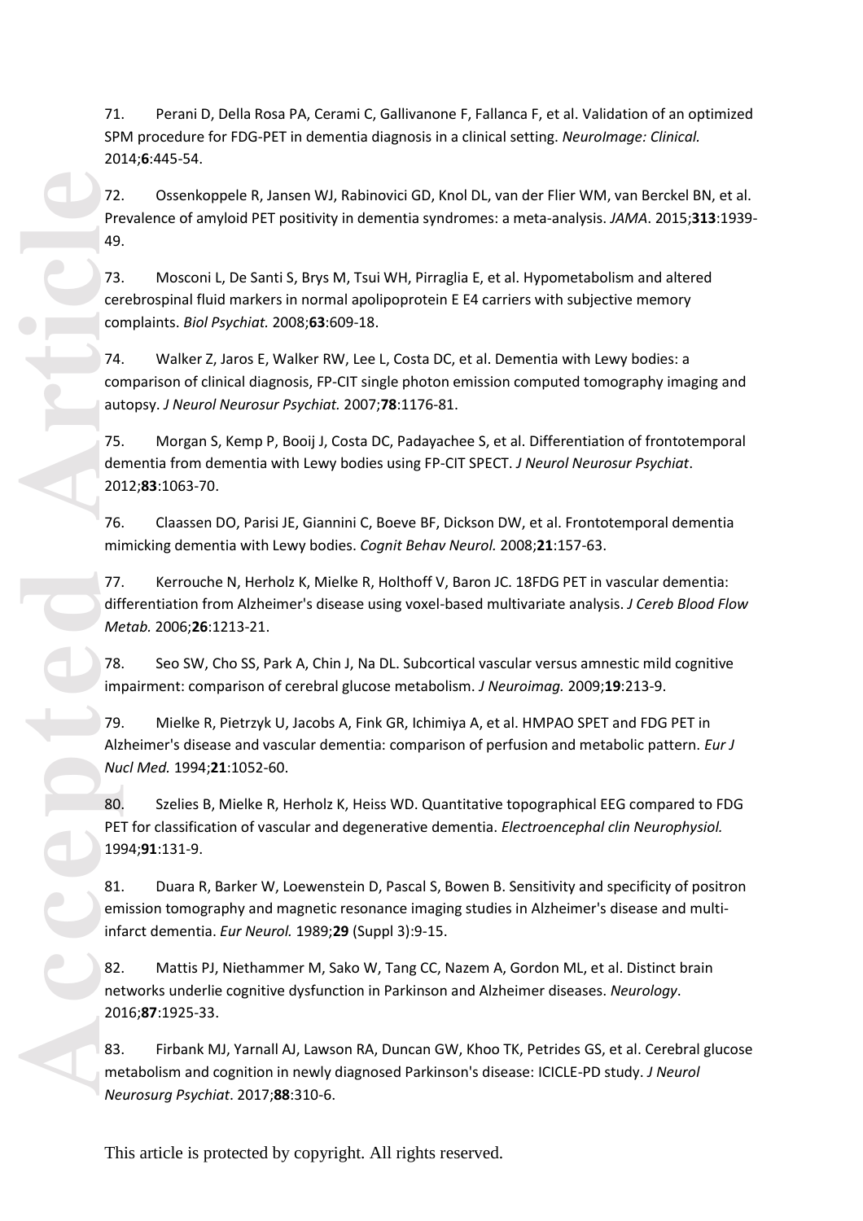71. Perani D, Della Rosa PA, Cerami C, Gallivanone F, Fallanca F, et al. Validation of an optimized SPM procedure for FDG-PET in dementia diagnosis in a clinical setting. *NeuroImage: Clinical.* 2014;**6**:445-54.

72. Ossenkoppele R, Jansen WJ, Rabinovici GD, Knol DL, van der Flier WM, van Berckel BN, et al. Prevalence of amyloid PET positivity in dementia syndromes: a meta-analysis. *JAMA*. 2015;**313**:1939-49.

73. Mosconi L, De Santi S, Brys M, Tsui WH, Pirraglia E, et al. Hypometabolism and altered cerebrospinal fluid markers in normal apolipoprotein E E4 carriers with subjective memory complaints. *Biol Psychiat.* 2008;**63**:609-18.

74. Walker Z, Jaros E, Walker RW, Lee L, Costa DC, et al. Dementia with Lewy bodies: a comparison of clinical diagnosis, FP-CIT single photon emission computed tomography imaging and autopsy. *J Neurol Neurosur Psychiat.* 2007;**78**:1176-81.

75. Morgan S, Kemp P, Booij J, Costa DC, Padayachee S, et al. Differentiation of frontotemporal dementia from dementia with Lewy bodies using FP-CIT SPECT. *J Neurol Neurosur Psychiat*. 2012;**83**:1063-70.

76. Claassen DO, Parisi JE, Giannini C, Boeve BF, Dickson DW, et al. Frontotemporal dementia mimicking dementia with Lewy bodies. *Cognit Behav Neurol.* 2008;**21**:157-63.

77. Kerrouche N, Herholz K, Mielke R, Holthoff V, Baron JC. 18FDG PET in vascular dementia: differentiation from Alzheimer's disease using voxel-based multivariate analysis. *J Cereb Blood Flow Metab.* 2006;**26**:1213-21.

78. Seo SW, Cho SS, Park A, Chin J, Na DL. Subcortical vascular versus amnestic mild cognitive impairment: comparison of cerebral glucose metabolism. *J Neuroimag.* 2009;**19**:213-9.

79. Mielke R, Pietrzyk U, Jacobs A, Fink GR, Ichimiya A, et al. HMPAO SPET and FDG PET in Alzheimer's disease and vascular dementia: comparison of perfusion and metabolic pattern. *Eur J Nucl Med.* 1994;**21**:1052-60.

80. Szelies B, Mielke R, Herholz K, Heiss WD. Quantitative topographical EEG compared to FDG PET for classification of vascular and degenerative dementia. *Electroencephal clin Neurophysiol.* 1994;**91**:131-9.

81. Duara R, Barker W, Loewenstein D, Pascal S, Bowen B. Sensitivity and specificity of positron emission tomography and magnetic resonance imaging studies in Alzheimer's disease and multi-infarct dementia. *Eur Neurol.* 1989;**29** (Suppl 3):9-15.

82. Mattis PJ, Niethammer M, Sako W, Tang CC, Nazem A, Gordon ML, et al. Distinct brain networks underlie cognitive dysfunction in Parkinson and Alzheimer diseases. *Neurology*. 2016;**87**:1925-33.

83. Firbank MJ, Yarnall AJ, Lawson RA, Duncan GW, Khoo TK, Petrides GS, et al. Cerebral glucose metabolism and cognition in newly diagnosed Parkinson's disease: ICICLE-PD study. *J Neurol Neurosurg Psychiat*. 2017;**88**:310-6.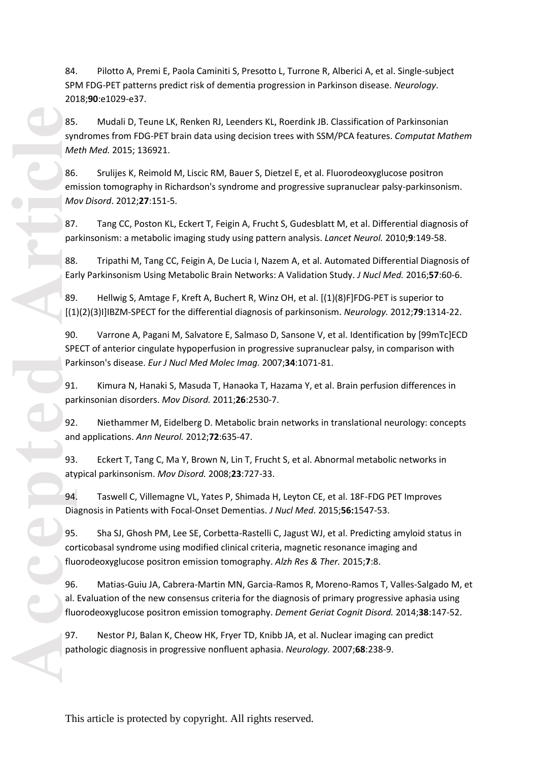84. Pilotto A, Premi E, Paola Caminiti S, Presotto L, Turrone R, Alberici A, et al. Single-subject SPM FDG-PET patterns predict risk of dementia progression in Parkinson disease. *Neurology*. 2018;**90**:e1029-e37.

85. Mudali D, Teune LK, Renken RJ, Leenders KL, Roerdink JB. Classification of Parkinsonian syndromes from FDG-PET brain data using decision trees with SSM/PCA features. *Computat Mathem Meth Med.* 2015; 136921.

86. Srulijes K, Reimold M, Liscic RM, Bauer S, Dietzel E, et al. Fluorodeoxyglucose positron emission tomography in Richardson's syndrome and progressive supranuclear palsy-parkinsonism. *Mov Disord*. 2012;**27**:151-5.

87. Tang CC, Poston KL, Eckert T, Feigin A, Frucht S, Gudesblatt M, et al. Differential diagnosis of parkinsonism: a metabolic imaging study using pattern analysis. *Lancet Neurol.* 2010;**9**:149-58.

88. Tripathi M, Tang CC, Feigin A, De Lucia I, Nazem A, et al. Automated Differential Diagnosis of Early Parkinsonism Using Metabolic Brain Networks: A Validation Study. *J Nucl Med.* 2016;**57**:60-6.

89. Hellwig S, Amtage F, Kreft A, Buchert R, Winz OH, et al. [(1)(8)F]FDG-PET is superior to [(1)(2)(3)I]IBZM-SPECT for the differential diagnosis of parkinsonism. *Neurology.* 2012;**79**:1314-22.

90. Varrone A, Pagani M, Salvatore E, Salmaso D, Sansone V, et al. Identification by [99mTc]ECD SPECT of anterior cingulate hypoperfusion in progressive supranuclear palsy, in comparison with Parkinson's disease. *Eur J Nucl Med Molec Imag.* 2007;**34**:1071-81.

91. Kimura N, Hanaki S, Masuda T, Hanaoka T, Hazama Y, et al. Brain perfusion differences in parkinsonian disorders. *Mov Disord.* 2011;**26**:2530-7.

92. Niethammer M, Eidelberg D. Metabolic brain networks in translational neurology: concepts and applications. *Ann Neurol.* 2012;**72**:635-47.

93. Eckert T, Tang C, Ma Y, Brown N, Lin T, Frucht S, et al. Abnormal metabolic networks in atypical parkinsonism. *Mov Disord.* 2008;**23**:727-33.

94. Taswell C, Villemagne VL, Yates P, Shimada H, Leyton CE, et al. 18F-FDG PET Improves Diagnosis in Patients with Focal-Onset Dementias. *J Nucl Med*. 2015;**56:**1547-53.

95. Sha SJ, Ghosh PM, Lee SE, Corbetta-Rastelli C, Jagust WJ, et al. Predicting amyloid status in corticobasal syndrome using modified clinical criteria, magnetic resonance imaging and fluorodeoxyglucose positron emission tomography. *Alzh Res & Ther.* 2015;**7**:8.

96. Matias-Guiu JA, Cabrera-Martin MN, Garcia-Ramos R, Moreno-Ramos T, Valles-Salgado M, et al. Evaluation of the new consensus criteria for the diagnosis of primary progressive aphasia using fluorodeoxyglucose positron emission tomography. *Dement Geriat Cognit Disord.* 2014;**38**:147-52.

97. Nestor PJ, Balan K, Cheow HK, Fryer TD, Knibb JA, et al. Nuclear imaging can predict pathologic diagnosis in progressive nonfluent aphasia. *Neurology.* 2007;**68**:238-9.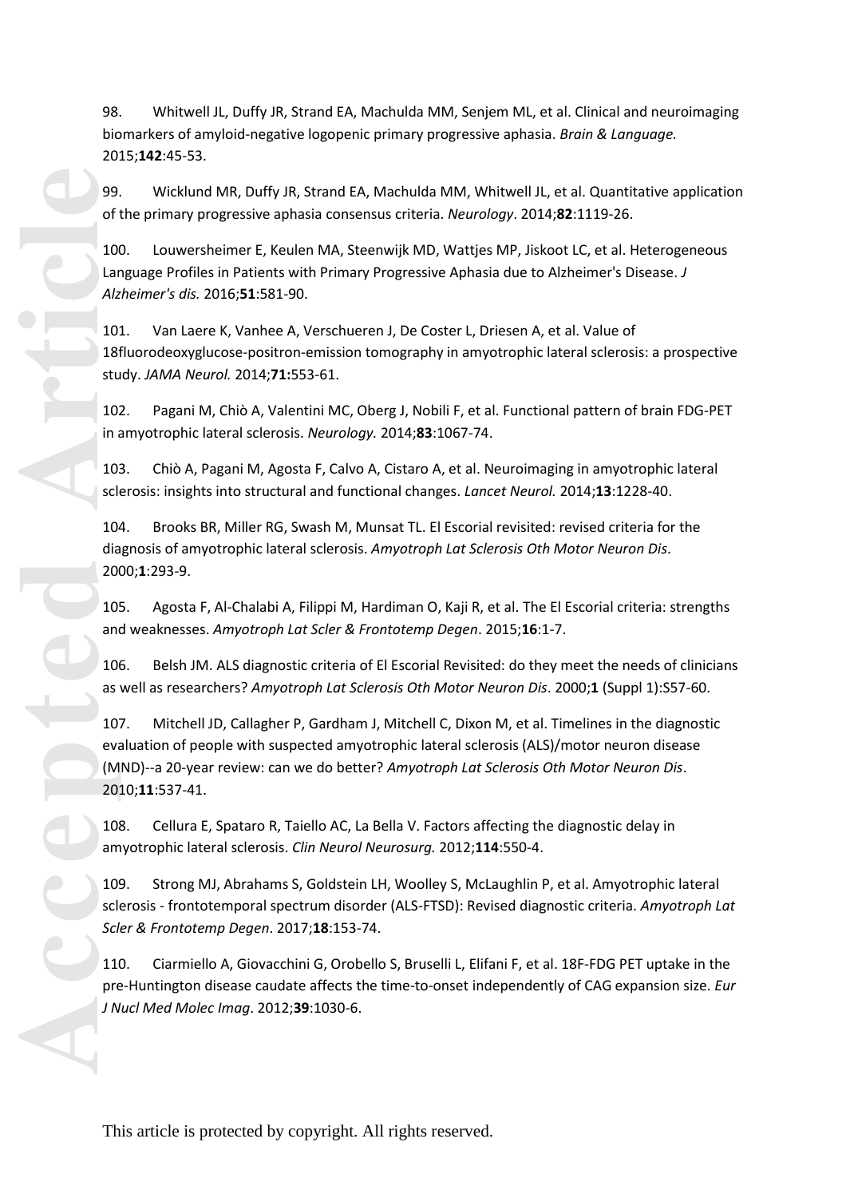98. Whitwell JL, Duffy JR, Strand EA, Machulda MM, Senjem ML, et al. Clinical and neuroimaging biomarkers of amyloid-negative logopenic primary progressive aphasia. *Brain & Language.* 2015;**142**:45-53.

99. Wicklund MR, Duffy JR, Strand EA, Machulda MM, Whitwell JL, et al. Quantitative application of the primary progressive aphasia consensus criteria. *Neurology*. 2014;**82**:1119-26.

100. Louwersheimer E, Keulen MA, Steenwijk MD, Wattjes MP, Jiskoot LC, et al. Heterogeneous Language Profiles in Patients with Primary Progressive Aphasia due to Alzheimer's Disease. *J Alzheimer's dis.* 2016;**51**:581-90.

101. Van Laere K, Vanhee A, Verschueren J, De Coster L, Driesen A, et al. Value of 18fluorodeoxyglucose-positron-emission tomography in amyotrophic lateral sclerosis: a prospective study. *JAMA Neurol.* 2014;**71:**553-61.

102. Pagani M, Chiò A, Valentini MC, Oberg J, Nobili F, et al. Functional pattern of brain FDG-PET in amyotrophic lateral sclerosis. *Neurology.* 2014;**83**:1067-74.

103. Chiò A, Pagani M, Agosta F, Calvo A, Cistaro A, et al. Neuroimaging in amyotrophic lateral sclerosis: insights into structural and functional changes. *Lancet Neurol.* 2014;**13**:1228-40.

104. Brooks BR, Miller RG, Swash M, Munsat TL. El Escorial revisited: revised criteria for the diagnosis of amyotrophic lateral sclerosis. *Amyotroph Lat Sclerosis Oth Motor Neuron Dis*. 2000;**1**:293-9.

105. Agosta F, Al-Chalabi A, Filippi M, Hardiman O, Kaji R, et al. The El Escorial criteria: strengths and weaknesses. *Amyotroph Lat Scler & Frontotemp Degen*. 2015;**16**:1-7.

106. Belsh JM. ALS diagnostic criteria of El Escorial Revisited: do they meet the needs of clinicians as well as researchers? *Amyotroph Lat Sclerosis Oth Motor Neuron Dis*. 2000;**1** (Suppl 1):S57-60.

107. Mitchell JD, Callagher P, Gardham J, Mitchell C, Dixon M, et al. Timelines in the diagnostic evaluation of people with suspected amyotrophic lateral sclerosis (ALS)/motor neuron disease (MND)--a 20-year review: can we do better? *Amyotroph Lat Sclerosis Oth Motor Neuron Dis*. 2010;**11**:537-41.

108. Cellura E, Spataro R, Taiello AC, La Bella V. Factors affecting the diagnostic delay in amyotrophic lateral sclerosis. *Clin Neurol Neurosurg.* 2012;**114**:550-4.

109. Strong MJ, Abrahams S, Goldstein LH, Woolley S, McLaughlin P, et al. Amyotrophic lateral sclerosis - frontotemporal spectrum disorder (ALS-FTSD): Revised diagnostic criteria. *Amyotroph Lat Scler & Frontotemp Degen*. 2017;**18**:153-74.

110. Ciarmiello A, Giovacchini G, Orobello S, Bruselli L, Elifani F, et al. 18F-FDG PET uptake in the pre-Huntington disease caudate affects the time-to-onset independently of CAG expansion size. *Eur J Nucl Med Molec Imag*. 2012;**39**:1030-6.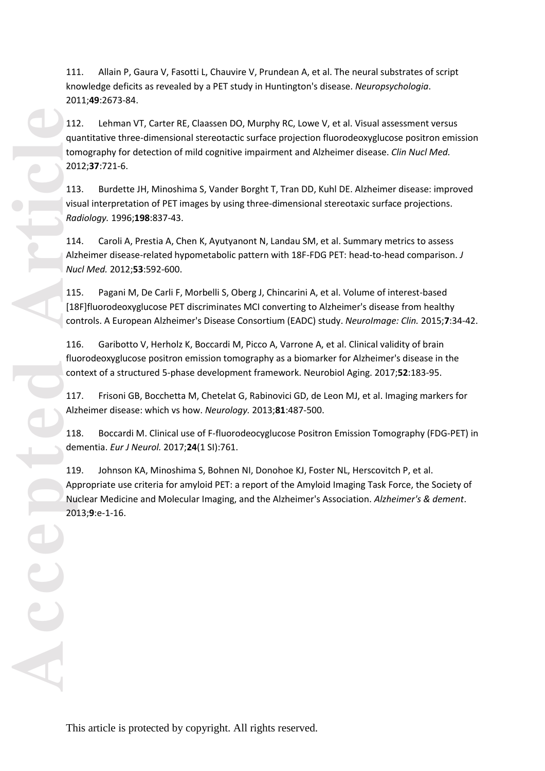111. Allain P, Gaura V, Fasotti L, Chauvire V, Prundean A, et al. The neural substrates of script knowledge deficits as revealed by a PET study in Huntington's disease. *Neuropsychologia*. 2011;**49**:2673-84.

112. Lehman VT, Carter RE, Claassen DO, Murphy RC, Lowe V, et al. Visual assessment versus quantitative three-dimensional stereotactic surface projection fluorodeoxyglucose positron emission tomography for detection of mild cognitive impairment and Alzheimer disease. *Clin Nucl Med.* 2012;**37**:721-6.

113. Burdette JH, Minoshima S, Vander Borght T, Tran DD, Kuhl DE. Alzheimer disease: improved visual interpretation of PET images by using three-dimensional stereotaxic surface projections. *Radiology.* 1996;**198**:837-43.

114. Caroli A, Prestia A, Chen K, Ayutyanont N, Landau SM, et al. Summary metrics to assess Alzheimer disease-related hypometabolic pattern with 18F-FDG PET: head-to-head comparison. *J Nucl Med.* 2012;**53**:592-600.

115. Pagani M, De Carli F, Morbelli S, Oberg J, Chincarini A, et al. Volume of interest-based [18F]fluorodeoxyglucose PET discriminates MCI converting to Alzheimer's disease from healthy controls. A European Alzheimer's Disease Consortium (EADC) study. *NeuroImage: Clin.* 2015;**7**:34-42.

116. Garibotto V, Herholz K, Boccardi M, Picco A, Varrone A, et al. Clinical validity of brain fluorodeoxyglucose positron emission tomography as a biomarker for Alzheimer's disease in the context of a structured 5-phase development framework. Neurobiol Aging. 2017;**52**:183-95.

117. Frisoni GB, Bocchetta M, Chetelat G, Rabinovici GD, de Leon MJ, et al. Imaging markers for Alzheimer disease: which vs how. *Neurology.* 2013;**81**:487-500.

118. Boccardi M. Clinical use of F-fluorodeocyglucose Positron Emission Tomography (FDG-PET) in dementia. *Eur J Neurol.* 2017;**24**(1 SI):761.

119. Johnson KA, Minoshima S, Bohnen NI, Donohoe KJ, Foster NL, Herscovitch P, et al. Appropriate use criteria for amyloid PET: a report of the Amyloid Imaging Task Force, the Society of Nuclear Medicine and Molecular Imaging, and the Alzheimer's Association. *Alzheimer's & dement*. 2013;**9**:e-1-16.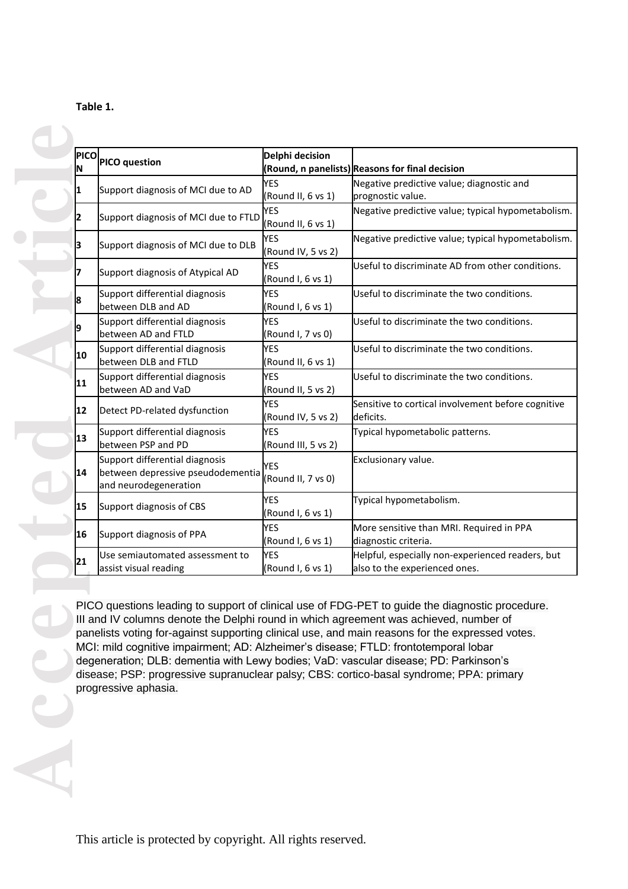**Table 1.**

| PICO N | PICO question | Delphi decision (Round, n panelists) | Reasons for final decision |
|---|---|---|---|
| 1 | Support diagnosis of MCI due to AD | YES (Round II, 6 vs 1) | Negative predictive value; diagnostic and prognostic value. |
| 2 | Support diagnosis of MCI due to FTLD | YES (Round II, 6 vs 1) | Negative predictive value; typical hypometabolism. |
| 3 | Support diagnosis of MCI due to DLB | YES (Round IV, 5 vs 2) | Negative predictive value; typical hypometabolism. |
| 7 | Support diagnosis of Atypical AD | YES (Round I, 6 vs 1) | Useful to discriminate AD from other conditions. |
| 8 | Support differential diagnosis between DLB and AD | YES (Round I, 6 vs 1) | Useful to discriminate the two conditions. |
| 9 | Support differential diagnosis between AD and FTLD | YES (Round I, 7 vs 0) | Useful to discriminate the two conditions. |
| 10 | Support differential diagnosis between DLB and FTLD | YES (Round II, 6 vs 1) | Useful to discriminate the two conditions. |
| 11 | Support differential diagnosis between AD and VaD | YES (Round II, 5 vs 2) | Useful to discriminate the two conditions. |
| 12 | Detect PD-related dysfunction | YES (Round IV, 5 vs 2) | Sensitive to cortical involvement before cognitive deficits. |
| 13 | Support differential diagnosis between PSP and PD | YES (Round III, 5 vs 2) | Typical hypometabolic patterns. |
| 14 | Support differential diagnosis between depressive pseudodementia and neurodegeneration | YES (Round II, 7 vs 0) | Exclusionary value. |
| 15 | Support diagnosis of CBS | YES (Round I, 6 vs 1) | Typical hypometabolism. |
| 16 | Support diagnosis of PPA | YES (Round I, 6 vs 1) | More sensitive than MRI. Required in PPA diagnostic criteria. |
| 21 | Use semiautomated assessment to assist visual reading | YES (Round I, 6 vs 1) | Helpful, especially non-experienced readers, but also to the experienced ones. |

PICO questions leading to support of clinical use of FDG-PET to guide the diagnostic procedure. III and IV columns denote the Delphi round in which agreement was achieved, number of panelists voting for-against supporting clinical use, and main reasons for the expressed votes. MCI: mild cognitive impairment; AD: Alzheimer's disease; FTLD: frontotemporal lobar degeneration; DLB: dementia with Lewy bodies; VaD: vascular disease; PD: Parkinson's disease; PSP: progressive supranuclear palsy; CBS: cortico-basal syndrome; PPA: primary progressive aphasia.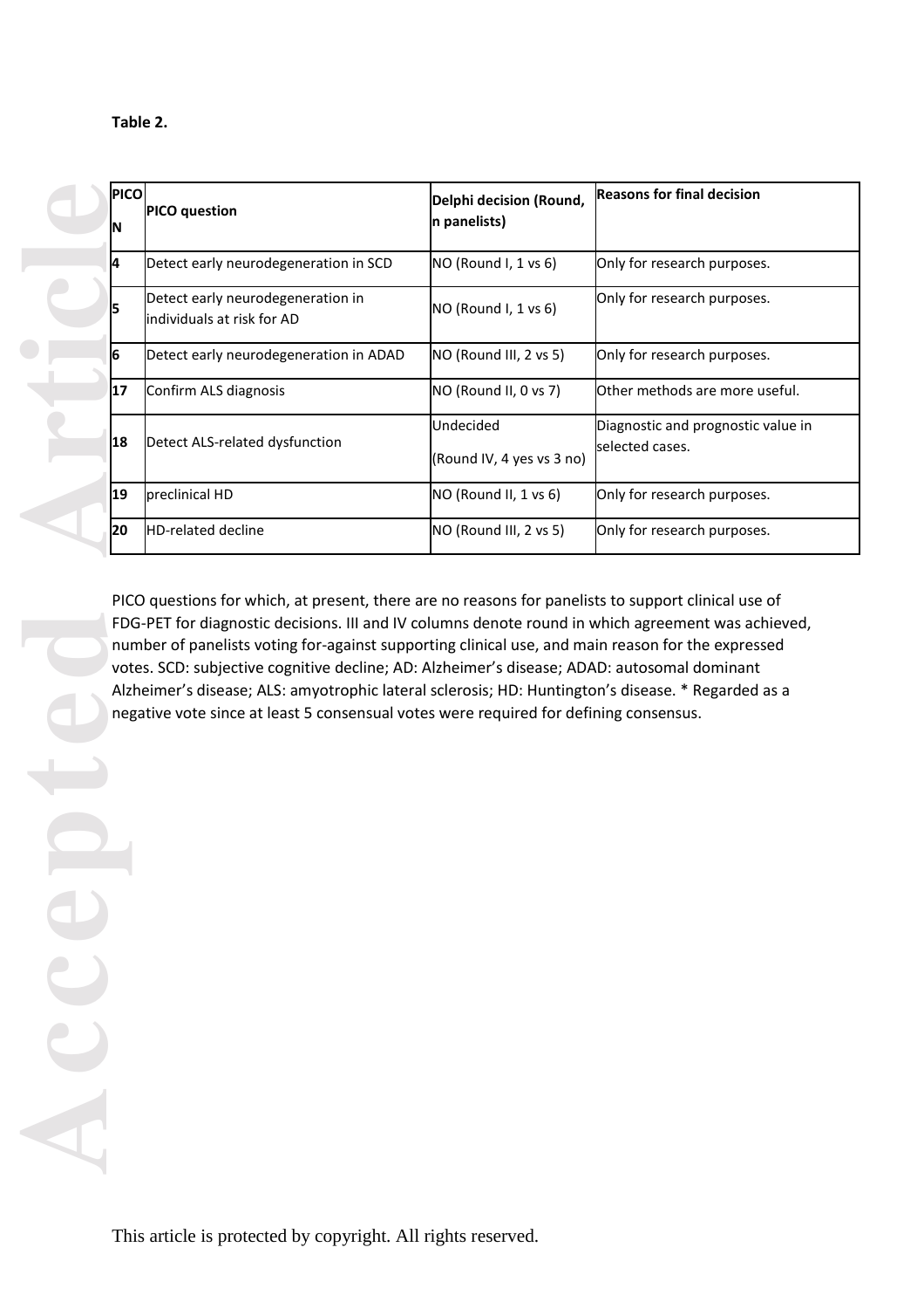**Table 2.**

| PICO N | PICO question | Delphi decision (Round, n panelists) | Reasons for final decision |
|---|---|---|---|
| 4 | Detect early neurodegeneration in SCD | NO (Round I, 1 vs 6) | Only for research purposes. |
| 5 | Detect early neurodegeneration in individuals at risk for AD | NO (Round I, 1 vs 6) | Only for research purposes. |
| 6 | Detect early neurodegeneration in ADAD | NO (Round III, 2 vs 5) | Only for research purposes. |
| 17 | Confirm ALS diagnosis | NO (Round II, 0 vs 7) | Other methods are more useful. |
| 18 | Detect ALS-related dysfunction | Undecided (Round IV, 4 yes vs 3 no) | Diagnostic and prognostic value in selected cases. |
| 19 | preclinical HD | NO (Round II, 1 vs 6) | Only for research purposes. |
| 20 | HD-related decline | NO (Round III, 2 vs 5) | Only for research purposes. |

PICO questions for which, at present, there are no reasons for panelists to support clinical use of FDG-PET for diagnostic decisions. III and IV columns denote round in which agreement was achieved, number of panelists voting for-against supporting clinical use, and main reason for the expressed votes. SCD: subjective cognitive decline; AD: Alzheimer's disease; ADAD: autosomal dominant Alzheimer's disease; ALS: amyotrophic lateral sclerosis; HD: Huntington's disease. * Regarded as a negative vote since at least 5 consensual votes were required for defining consensus.